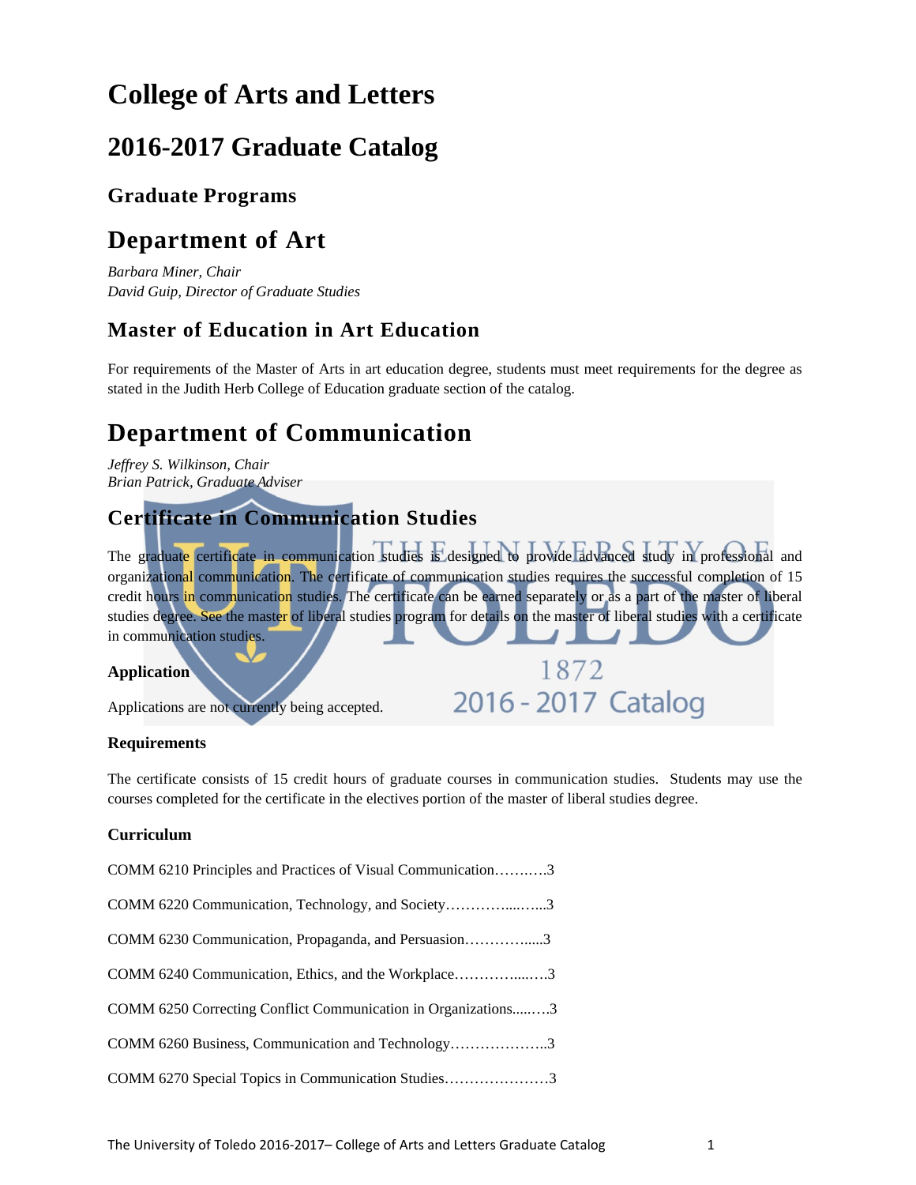# College of Arts and Letters

## 2016-2017 Graduate Catalog

### Graduate Programs

## Department of Art

*Barbara Miner, Chair*
*David Guip, Director of Graduate Studies*

### Master of Education in Art Education

For requirements of the Master of Arts in art education degree, students must meet requirements for the degree as stated in the Judith Herb College of Education graduate section of the catalog.

## Department of Communication

*Jeffrey S. Wilkinson, Chair*
*Brian Patrick, Graduate Adviser*

### Certificate in Communication Studies

The graduate certificate in communication studies is designed to provide advanced study in professional and organizational communication. The certificate of communication studies requires the successful completion of 15 credit hours in communication studies. The certificate can be earned separately or as a part of the master of liberal studies degree. See the master of liberal studies program for details on the master of liberal studies with a certificate in communication studies.

#### Application

Applications are not currently being accepted.

#### Requirements

The certificate consists of 15 credit hours of graduate courses in communication studies. Students may use the courses completed for the certificate in the electives portion of the master of liberal studies degree.

#### Curriculum

COMM 6210 Principles and Practices of Visual Communication……..…3

COMM 6220 Communication, Technology, and Society…………....…..3

COMM 6230 Communication, Propaganda, and Persuasion…………....3

COMM 6240 Communication, Ethics, and the Workplace…………....….3

COMM 6250 Correcting Conflict Communication in Organizations.....….3

COMM 6260 Business, Communication and Technology………………..3

COMM 6270 Special Topics in Communication Studies…………………3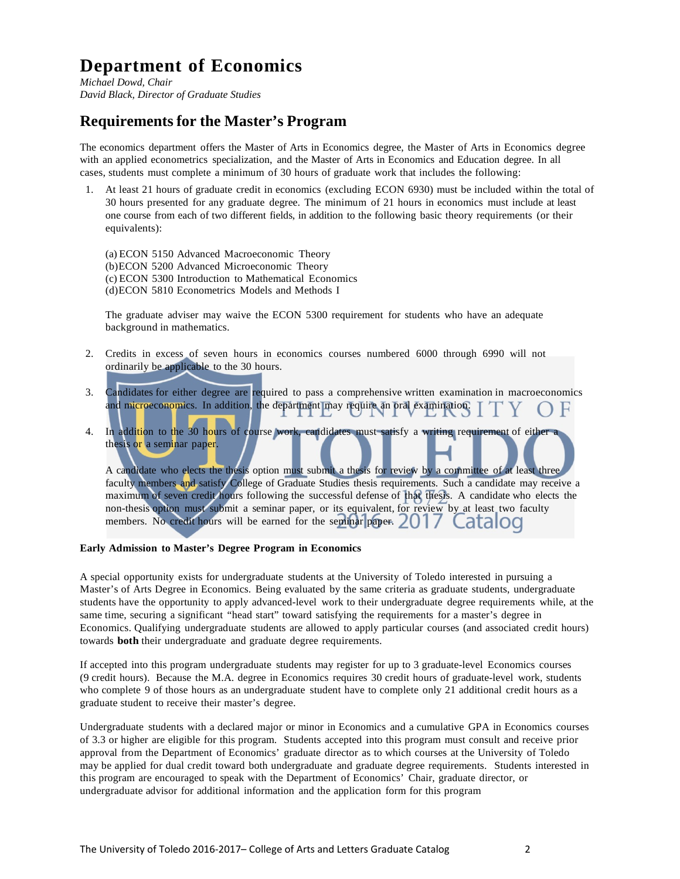# Department of Economics

*Michael Dowd, Chair*
*David Black, Director of Graduate Studies*

## Requirements for the Master's Program

The economics department offers the Master of Arts in Economics degree, the Master of Arts in Economics degree with an applied econometrics specialization, and the Master of Arts in Economics and Education degree. In all cases, students must complete a minimum of 30 hours of graduate work that includes the following:

1. At least 21 hours of graduate credit in economics (excluding ECON 6930) must be included within the total of 30 hours presented for any graduate degree. The minimum of 21 hours in economics must include at least one course from each of two different fields, in addition to the following basic theory requirements (or their equivalents):

   (a) ECON 5150 Advanced Macroeconomic Theory
   (b) ECON 5200 Advanced Microeconomic Theory
   (c) ECON 5300 Introduction to Mathematical Economics
   (d) ECON 5810 Econometrics Models and Methods I

   The graduate adviser may waive the ECON 5300 requirement for students who have an adequate background in mathematics.

2. Credits in excess of seven hours in economics courses numbered 6000 through 6990 will not ordinarily be applicable to the 30 hours.

3. Candidates for either degree are required to pass a comprehensive written examination in macroeconomics and microeconomics. In addition, the department may require an oral examination.

4. In addition to the 30 hours of course work, candidates must satisfy a writing requirement of either a thesis or a seminar paper.

   A candidate who elects the thesis option must submit a thesis for review by a committee of at least three faculty members and satisfy College of Graduate Studies thesis requirements. Such a candidate may receive a maximum of seven credit hours following the successful defense of that thesis. A candidate who elects the non-thesis option must submit a seminar paper, or its equivalent, for review by at least two faculty members. No credit hours will be earned for the seminar paper.

**Early Admission to Master's Degree Program in Economics**

A special opportunity exists for undergraduate students at the University of Toledo interested in pursuing a Master's of Arts Degree in Economics. Being evaluated by the same criteria as graduate students, undergraduate students have the opportunity to apply advanced-level work to their undergraduate degree requirements while, at the same time, securing a significant "head start" toward satisfying the requirements for a master's degree in Economics. Qualifying undergraduate students are allowed to apply particular courses (and associated credit hours) towards **both** their undergraduate and graduate degree requirements.

If accepted into this program undergraduate students may register for up to 3 graduate-level Economics courses (9 credit hours). Because the M.A. degree in Economics requires 30 credit hours of graduate-level work, students who complete 9 of those hours as an undergraduate student have to complete only 21 additional credit hours as a graduate student to receive their master's degree.

Undergraduate students with a declared major or minor in Economics and a cumulative GPA in Economics courses of 3.3 or higher are eligible for this program. Students accepted into this program must consult and receive prior approval from the Department of Economics' graduate director as to which courses at the University of Toledo may be applied for dual credit toward both undergraduate and graduate degree requirements. Students interested in this program are encouraged to speak with the Department of Economics' Chair, graduate director, or undergraduate advisor for additional information and the application form for this program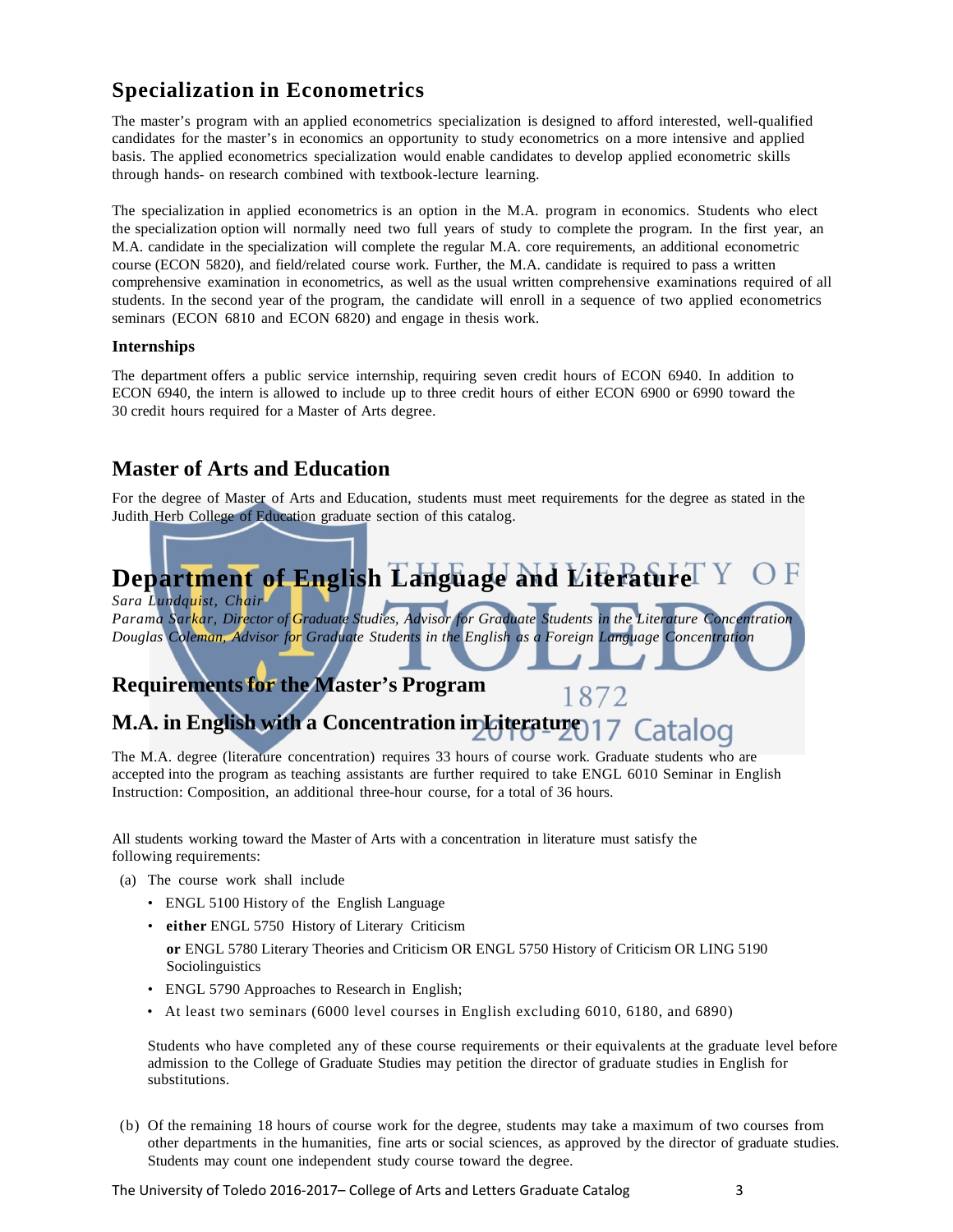## Specialization in Econometrics

The master's program with an applied econometrics specialization is designed to afford interested, well-qualified candidates for the master's in economics an opportunity to study econometrics on a more intensive and applied basis. The applied econometrics specialization would enable candidates to develop applied econometric skills through hands- on research combined with textbook-lecture learning.

The specialization in applied econometrics is an option in the M.A. program in economics. Students who elect the specialization option will normally need two full years of study to complete the program. In the first year, an M.A. candidate in the specialization will complete the regular M.A. core requirements, an additional econometric course (ECON 5820), and field/related course work. Further, the M.A. candidate is required to pass a written comprehensive examination in econometrics, as well as the usual written comprehensive examinations required of all students. In the second year of the program, the candidate will enroll in a sequence of two applied econometrics seminars (ECON 6810 and ECON 6820) and engage in thesis work.

### Internships

The department offers a public service internship, requiring seven credit hours of ECON 6940. In addition to ECON 6940, the intern is allowed to include up to three credit hours of either ECON 6900 or 6990 toward the 30 credit hours required for a Master of Arts degree.

## Master of Arts and Education

For the degree of Master of Arts and Education, students must meet requirements for the degree as stated in the Judith Herb College of Education graduate section of this catalog.

# Department of English Language and Literature

*Sara Lundquist, Chair*
*Parama Sarkar, Director of Graduate Studies, Advisor for Graduate Students in the Literature Concentration*
*Douglas Coleman, Advisor for Graduate Students in the English as a Foreign Language Concentration*

## Requirements for the Master's Program

## M.A. in English with a Concentration in Literature

The M.A. degree (literature concentration) requires 33 hours of course work. Graduate students who are accepted into the program as teaching assistants are further required to take ENGL 6010 Seminar in English Instruction: Composition, an additional three-hour course, for a total of 36 hours.

All students working toward the Master of Arts with a concentration in literature must satisfy the following requirements:

(a) The course work shall include

- ENGL 5100 History of the English Language
- **either** ENGL 5750 History of Literary Criticism

  **or** ENGL 5780 Literary Theories and Criticism OR ENGL 5750 History of Criticism OR LING 5190 Sociolinguistics
- ENGL 5790 Approaches to Research in English;
- At least two seminars (6000 level courses in English excluding 6010, 6180, and 6890)

Students who have completed any of these course requirements or their equivalents at the graduate level before admission to the College of Graduate Studies may petition the director of graduate studies in English for substitutions.

(b) Of the remaining 18 hours of course work for the degree, students may take a maximum of two courses from other departments in the humanities, fine arts or social sciences, as approved by the director of graduate studies. Students may count one independent study course toward the degree.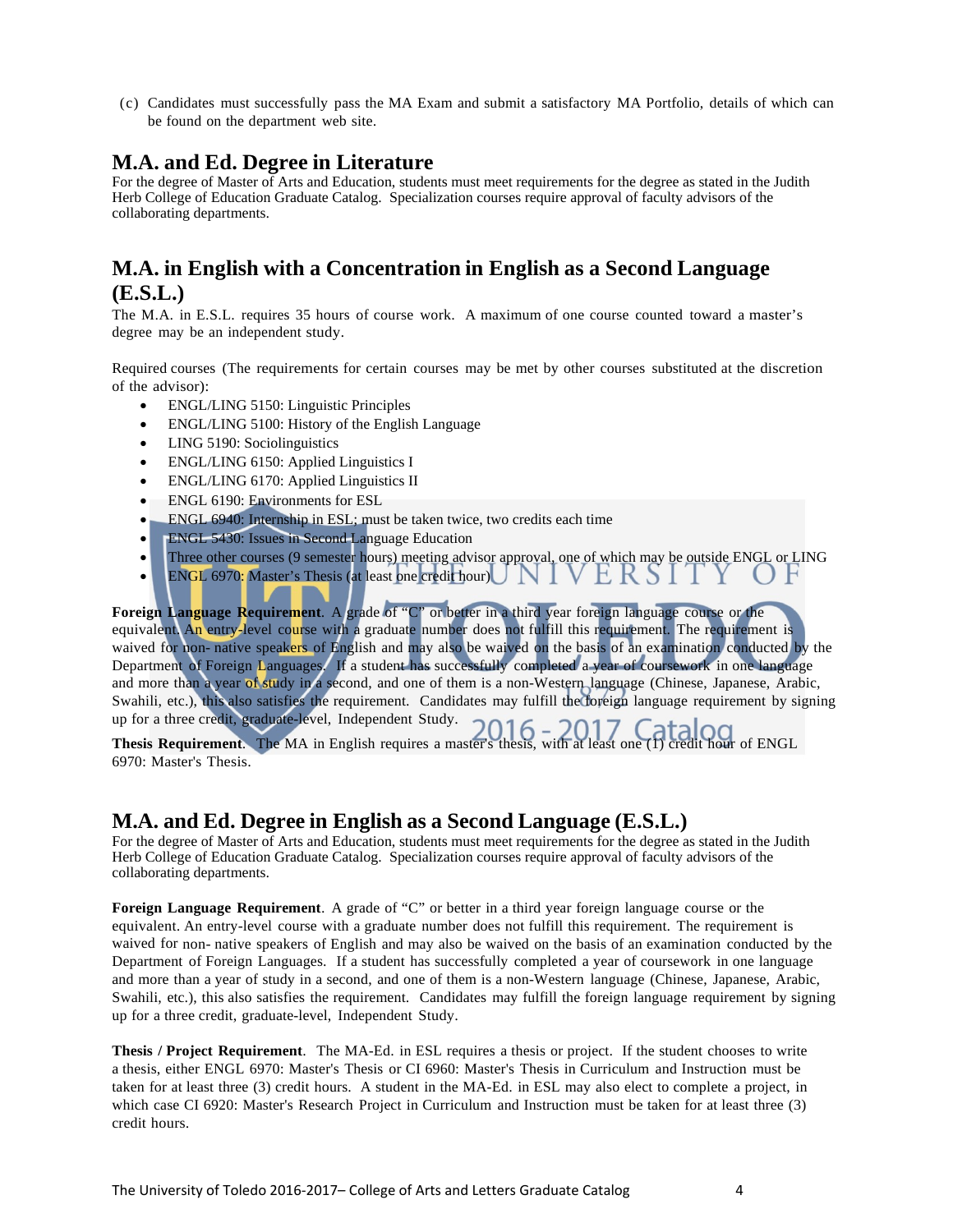(c) Candidates must successfully pass the MA Exam and submit a satisfactory MA Portfolio, details of which can be found on the department web site.

## M.A. and Ed. Degree in Literature

For the degree of Master of Arts and Education, students must meet requirements for the degree as stated in the Judith Herb College of Education Graduate Catalog. Specialization courses require approval of faculty advisors of the collaborating departments.

## M.A. in English with a Concentration in English as a Second Language (E.S.L.)

The M.A. in E.S.L. requires 35 hours of course work. A maximum of one course counted toward a master's degree may be an independent study.

Required courses (The requirements for certain courses may be met by other courses substituted at the discretion of the advisor):

- ENGL/LING 5150: Linguistic Principles
- ENGL/LING 5100: History of the English Language
- LING 5190: Sociolinguistics
- ENGL/LING 6150: Applied Linguistics I
- ENGL/LING 6170: Applied Linguistics II
- ENGL 6190: Environments for ESL
- ENGL 6940: Internship in ESL; must be taken twice, two credits each time
- ENGL 5430: Issues in Second Language Education
- Three other courses (9 semester hours) meeting advisor approval, one of which may be outside ENGL or LING
- ENGL 6970: Master's Thesis (at least one credit hour)

**Foreign Language Requirement**. A grade of "C" or better in a third year foreign language course or the equivalent. An entry-level course with a graduate number does not fulfill this requirement. The requirement is waived for non- native speakers of English and may also be waived on the basis of an examination conducted by the Department of Foreign Languages. If a student has successfully completed a year of coursework in one language and more than a year of study in a second, and one of them is a non-Western language (Chinese, Japanese, Arabic, Swahili, etc.), this also satisfies the requirement. Candidates may fulfill the foreign language requirement by signing up for a three credit, graduate-level, Independent Study.

**Thesis Requirement**. The MA in English requires a master's thesis, with at least one (1) credit hour of ENGL 6970: Master's Thesis.

## M.A. and Ed. Degree in English as a Second Language (E.S.L.)

For the degree of Master of Arts and Education, students must meet requirements for the degree as stated in the Judith Herb College of Education Graduate Catalog. Specialization courses require approval of faculty advisors of the collaborating departments.

**Foreign Language Requirement**. A grade of "C" or better in a third year foreign language course or the equivalent. An entry-level course with a graduate number does not fulfill this requirement. The requirement is waived for non- native speakers of English and may also be waived on the basis of an examination conducted by the Department of Foreign Languages. If a student has successfully completed a year of coursework in one language and more than a year of study in a second, and one of them is a non-Western language (Chinese, Japanese, Arabic, Swahili, etc.), this also satisfies the requirement. Candidates may fulfill the foreign language requirement by signing up for a three credit, graduate-level, Independent Study.

**Thesis / Project Requirement**. The MA-Ed. in ESL requires a thesis or project. If the student chooses to write a thesis, either ENGL 6970: Master's Thesis or CI 6960: Master's Thesis in Curriculum and Instruction must be taken for at least three (3) credit hours. A student in the MA-Ed. in ESL may also elect to complete a project, in which case CI 6920: Master's Research Project in Curriculum and Instruction must be taken for at least three (3) credit hours.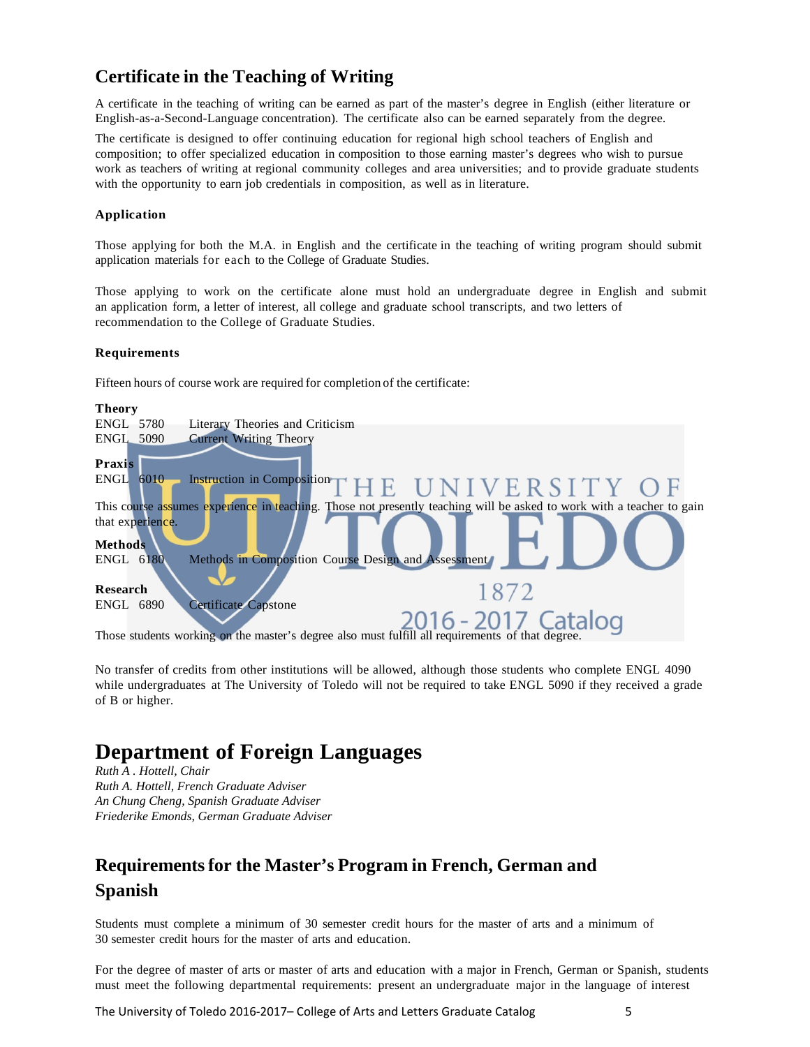## Certificate in the Teaching of Writing

A certificate in the teaching of writing can be earned as part of the master's degree in English (either literature or English-as-a-Second-Language concentration). The certificate also can be earned separately from the degree.

The certificate is designed to offer continuing education for regional high school teachers of English and composition; to offer specialized education in composition to those earning master's degrees who wish to pursue work as teachers of writing at regional community colleges and area universities; and to provide graduate students with the opportunity to earn job credentials in composition, as well as in literature.

#### Application

Those applying for both the M.A. in English and the certificate in the teaching of writing program should submit application materials for each to the College of Graduate Studies.

Those applying to work on the certificate alone must hold an undergraduate degree in English and submit an application form, a letter of interest, all college and graduate school transcripts, and two letters of recommendation to the College of Graduate Studies.

#### Requirements

Fifteen hours of course work are required for completion of the certificate:

**Theory**
ENGL 5780 Literary Theories and Criticism
ENGL 5090 Current Writing Theory

**Praxis**
ENGL 6010 Instruction in Composition

This course assumes experience in teaching. Those not presently teaching will be asked to work with a teacher to gain that experience.

**Methods**
ENGL 6180 Methods in Composition Course Design and Assessment

**Research**
ENGL 6890 Certificate Capstone

Those students working on the master's degree also must fulfill all requirements of that degree.

No transfer of credits from other institutions will be allowed, although those students who complete ENGL 4090 while undergraduates at The University of Toledo will not be required to take ENGL 5090 if they received a grade of B or higher.

# Department of Foreign Languages

*Ruth A . Hottell, Chair*
*Ruth A. Hottell, French Graduate Adviser*
*An Chung Cheng, Spanish Graduate Adviser*
*Friederike Emonds, German Graduate Adviser*

## Requirements for the Master's Program in French, German and Spanish

Students must complete a minimum of 30 semester credit hours for the master of arts and a minimum of 30 semester credit hours for the master of arts and education.

For the degree of master of arts or master of arts and education with a major in French, German or Spanish, students must meet the following departmental requirements: present an undergraduate major in the language of interest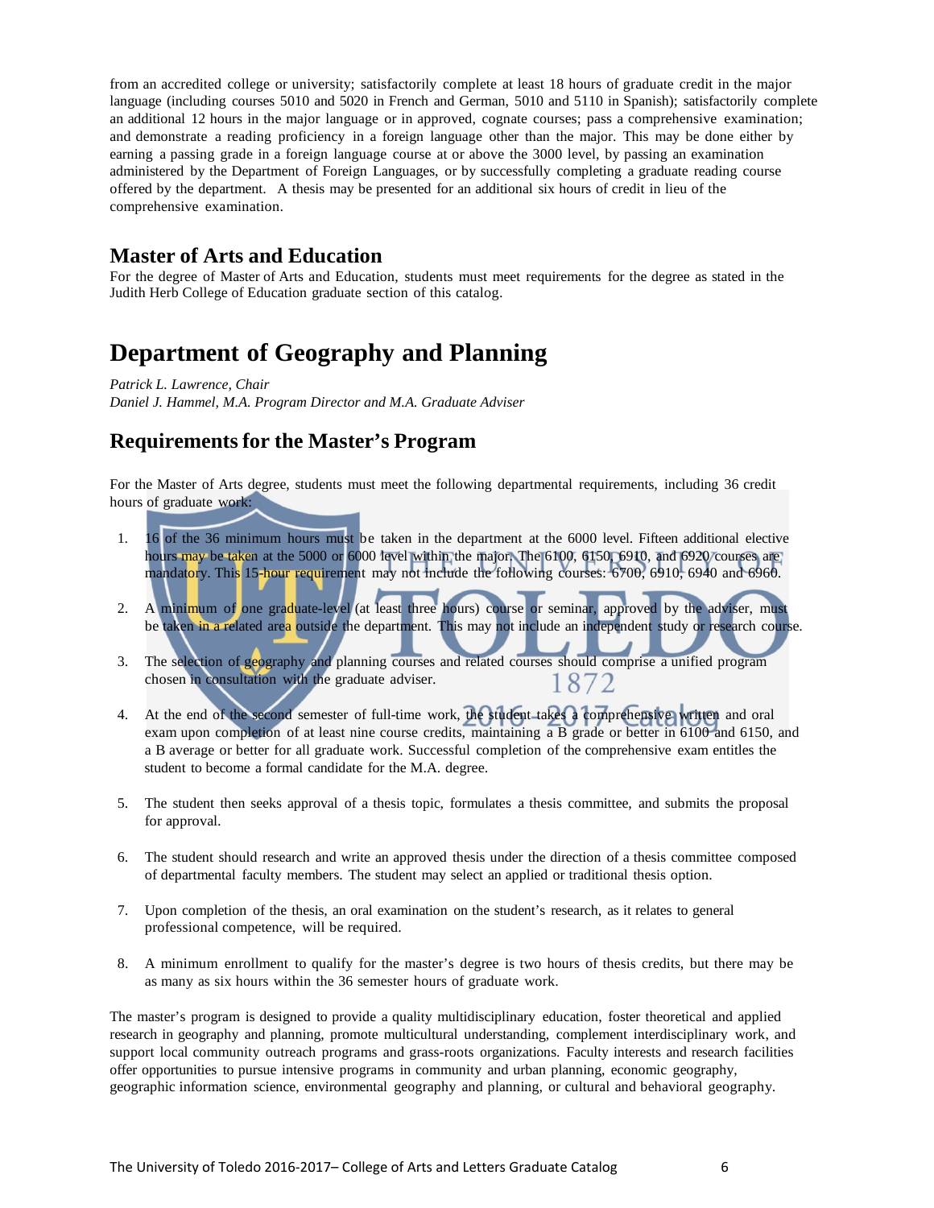from an accredited college or university; satisfactorily complete at least 18 hours of graduate credit in the major language (including courses 5010 and 5020 in French and German, 5010 and 5110 in Spanish); satisfactorily complete an additional 12 hours in the major language or in approved, cognate courses; pass a comprehensive examination; and demonstrate a reading proficiency in a foreign language other than the major. This may be done either by earning a passing grade in a foreign language course at or above the 3000 level, by passing an examination administered by the Department of Foreign Languages, or by successfully completing a graduate reading course offered by the department. A thesis may be presented for an additional six hours of credit in lieu of the comprehensive examination.

## Master of Arts and Education

For the degree of Master of Arts and Education, students must meet requirements for the degree as stated in the Judith Herb College of Education graduate section of this catalog.

# Department of Geography and Planning

*Patrick L. Lawrence, Chair*
*Daniel J. Hammel, M.A. Program Director and M.A. Graduate Adviser*

## Requirements for the Master's Program

For the Master of Arts degree, students must meet the following departmental requirements, including 36 credit hours of graduate work:

1. 16 of the 36 minimum hours must be taken in the department at the 6000 level. Fifteen additional elective hours may be taken at the 5000 or 6000 level within the major. The 6100, 6150, 6910, and 6920 courses are mandatory. This 15-hour requirement may not include the following courses: 6700, 6910, 6940 and 6960.

2. A minimum of one graduate-level (at least three hours) course or seminar, approved by the adviser, must be taken in a related area outside the department. This may not include an independent study or research course.

3. The selection of geography and planning courses and related courses should comprise a unified program chosen in consultation with the graduate adviser.

4. At the end of the second semester of full-time work, the student takes a comprehensive written and oral exam upon completion of at least nine course credits, maintaining a B grade or better in 6100 and 6150, and a B average or better for all graduate work. Successful completion of the comprehensive exam entitles the student to become a formal candidate for the M.A. degree.

5. The student then seeks approval of a thesis topic, formulates a thesis committee, and submits the proposal for approval.

6. The student should research and write an approved thesis under the direction of a thesis committee composed of departmental faculty members. The student may select an applied or traditional thesis option.

7. Upon completion of the thesis, an oral examination on the student's research, as it relates to general professional competence, will be required.

8. A minimum enrollment to qualify for the master's degree is two hours of thesis credits, but there may be as many as six hours within the 36 semester hours of graduate work.

The master's program is designed to provide a quality multidisciplinary education, foster theoretical and applied research in geography and planning, promote multicultural understanding, complement interdisciplinary work, and support local community outreach programs and grass-roots organizations. Faculty interests and research facilities offer opportunities to pursue intensive programs in community and urban planning, economic geography, geographic information science, environmental geography and planning, or cultural and behavioral geography.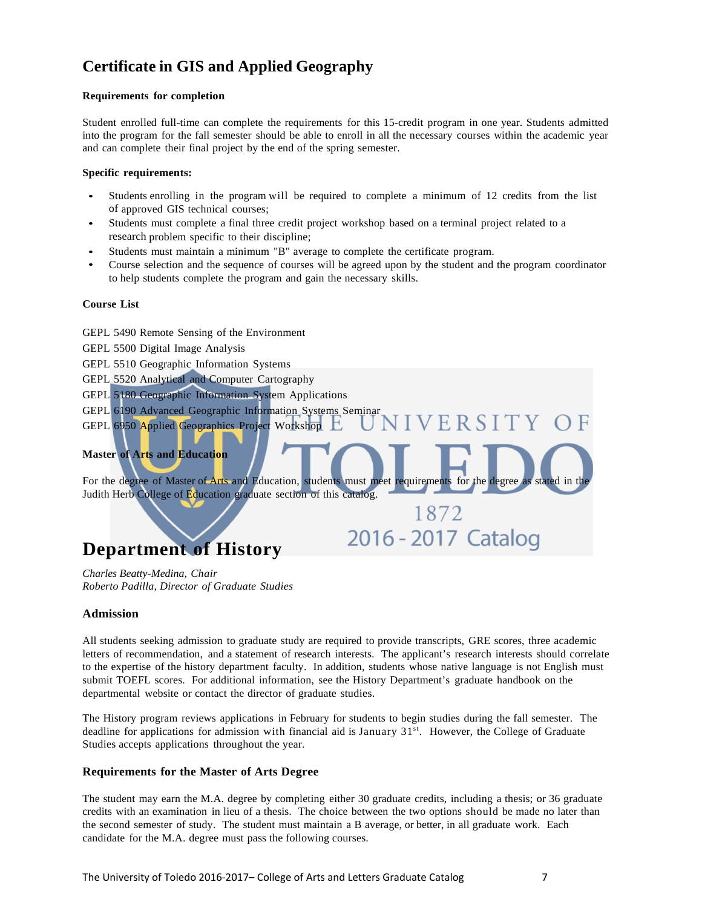## Certificate in GIS and Applied Geography

**Requirements for completion**

Student enrolled full-time can complete the requirements for this 15-credit program in one year. Students admitted into the program for the fall semester should be able to enroll in all the necessary courses within the academic year and can complete their final project by the end of the spring semester.

**Specific requirements:**

- Students enrolling in the program will be required to complete a minimum of 12 credits from the list of approved GIS technical courses;
- Students must complete a final three credit project workshop based on a terminal project related to a research problem specific to their discipline;
- Students must maintain a minimum "B" average to complete the certificate program.
- Course selection and the sequence of courses will be agreed upon by the student and the program coordinator to help students complete the program and gain the necessary skills.

**Course List**

GEPL 5490 Remote Sensing of the Environment
GEPL 5500 Digital Image Analysis
GEPL 5510 Geographic Information Systems
GEPL 5520 Analytical and Computer Cartography
GEPL 5180 Geographic Information System Applications
GEPL 6190 Advanced Geographic Information Systems Seminar
GEPL 6950 Applied Geographics Project Workshop

**Master of Arts and Education**

For the degree of Master of Arts and Education, students must meet requirements for the degree as stated in the Judith Herb College of Education graduate section of this catalog.

# Department of History

*Charles Beatty-Medina, Chair*
*Roberto Padilla, Director of Graduate Studies*

### Admission

All students seeking admission to graduate study are required to provide transcripts, GRE scores, three academic letters of recommendation, and a statement of research interests. The applicant's research interests should correlate to the expertise of the history department faculty. In addition, students whose native language is not English must submit TOEFL scores. For additional information, see the History Department's graduate handbook on the departmental website or contact the director of graduate studies.

The History program reviews applications in February for students to begin studies during the fall semester. The deadline for applications for admission with financial aid is January 31st. However, the College of Graduate Studies accepts applications throughout the year.

### Requirements for the Master of Arts Degree

The student may earn the M.A. degree by completing either 30 graduate credits, including a thesis; or 36 graduate credits with an examination in lieu of a thesis. The choice between the two options should be made no later than the second semester of study. The student must maintain a B average, or better, in all graduate work. Each candidate for the M.A. degree must pass the following courses.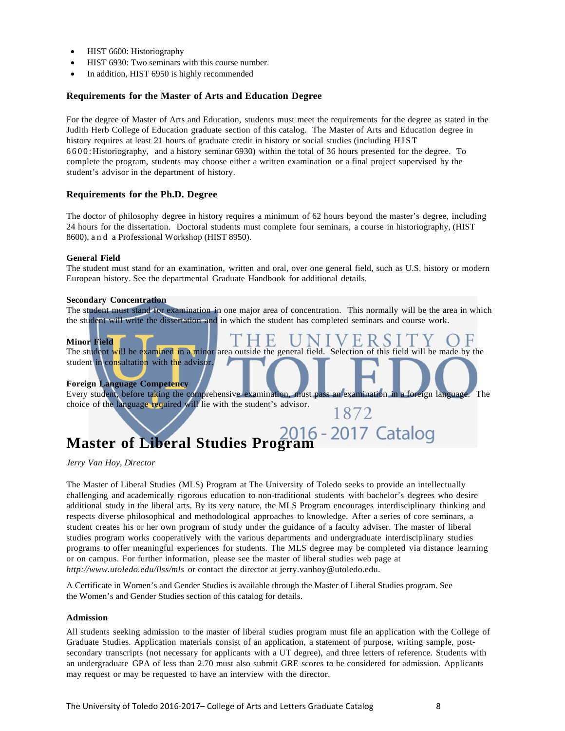- HIST 6600: Historiography
- HIST 6930: Two seminars with this course number.
- In addition, HIST 6950 is highly recommended

### Requirements for the Master of Arts and Education Degree

For the degree of Master of Arts and Education, students must meet the requirements for the degree as stated in the Judith Herb College of Education graduate section of this catalog. The Master of Arts and Education degree in history requires at least 21 hours of graduate credit in history or social studies (including HIST 6600: Historiography, and a history seminar 6930) within the total of 36 hours presented for the degree. To complete the program, students may choose either a written examination or a final project supervised by the student's advisor in the department of history.

### Requirements for the Ph.D. Degree

The doctor of philosophy degree in history requires a minimum of 62 hours beyond the master's degree, including 24 hours for the dissertation. Doctoral students must complete four seminars, a course in historiography, (HIST 8600), and a Professional Workshop (HIST 8950).

**General Field**
The student must stand for an examination, written and oral, over one general field, such as U.S. history or modern European history. See the departmental Graduate Handbook for additional details.

**Secondary Concentration**
The student must stand for examination in one major area of concentration. This normally will be the area in which the student will write the dissertation and in which the student has completed seminars and course work.

**Minor Field**
The student will be examined in a minor area outside the general field. Selection of this field will be made by the student in consultation with the advisor.

**Foreign Language Competency**
Every student, before taking the comprehensive examination, must pass an examination in a foreign language. The choice of the language required will lie with the student's advisor.

# Master of Liberal Studies Program

*Jerry Van Hoy, Director*

The Master of Liberal Studies (MLS) Program at The University of Toledo seeks to provide an intellectually challenging and academically rigorous education to non-traditional students with bachelor's degrees who desire additional study in the liberal arts. By its very nature, the MLS Program encourages interdisciplinary thinking and respects diverse philosophical and methodological approaches to knowledge. After a series of core seminars, a student creates his or her own program of study under the guidance of a faculty adviser. The master of liberal studies program works cooperatively with the various departments and undergraduate interdisciplinary studies programs to offer meaningful experiences for students. The MLS degree may be completed via distance learning or on campus. For further information, please see the master of liberal studies web page at *http://www.utoledo.edu/llss/mls* or contact the director at jerry.vanhoy@utoledo.edu.

A Certificate in Women's and Gender Studies is available through the Master of Liberal Studies program. See the Women's and Gender Studies section of this catalog for details.

### Admission

All students seeking admission to the master of liberal studies program must file an application with the College of Graduate Studies. Application materials consist of an application, a statement of purpose, writing sample, post-secondary transcripts (not necessary for applicants with a UT degree), and three letters of reference. Students with an undergraduate GPA of less than 2.70 must also submit GRE scores to be considered for admission. Applicants may request or may be requested to have an interview with the director.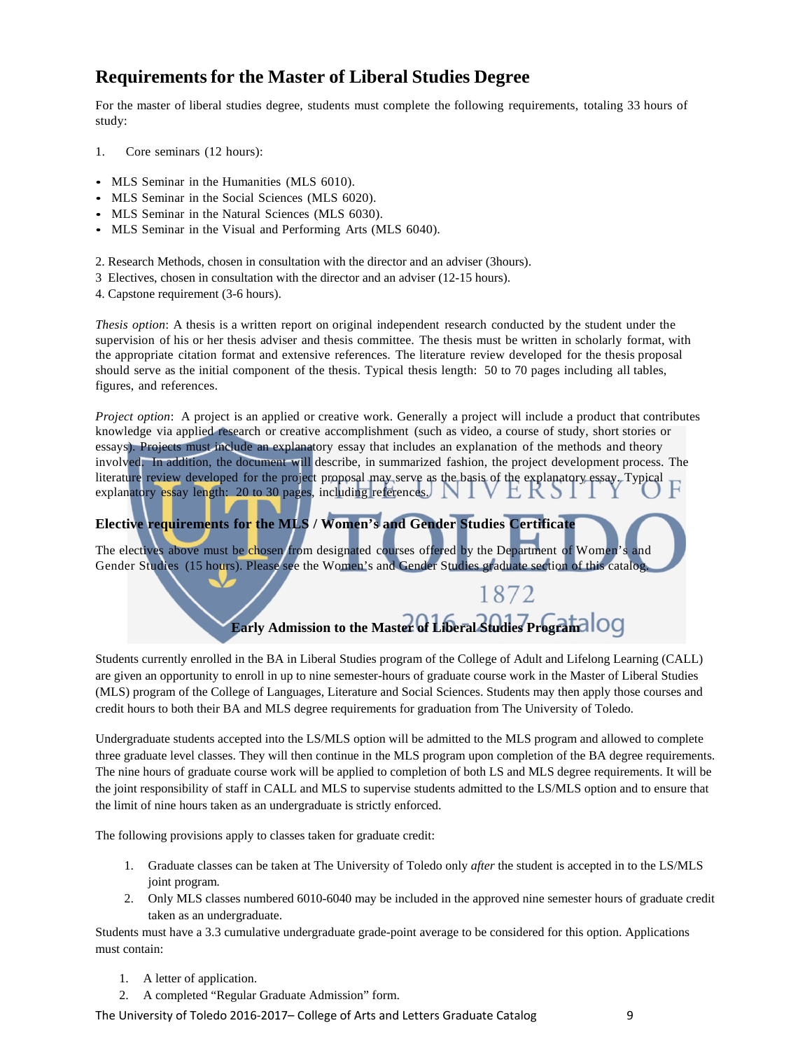## Requirements for the Master of Liberal Studies Degree

For the master of liberal studies degree, students must complete the following requirements, totaling 33 hours of study:

1. Core seminars (12 hours):

- MLS Seminar in the Humanities (MLS 6010).
- MLS Seminar in the Social Sciences (MLS 6020).
- MLS Seminar in the Natural Sciences (MLS 6030).
- MLS Seminar in the Visual and Performing Arts (MLS 6040).

2. Research Methods, chosen in consultation with the director and an adviser (3hours).
3 Electives, chosen in consultation with the director and an adviser (12-15 hours).
4. Capstone requirement (3-6 hours).

*Thesis option*: A thesis is a written report on original independent research conducted by the student under the supervision of his or her thesis adviser and thesis committee. The thesis must be written in scholarly format, with the appropriate citation format and extensive references. The literature review developed for the thesis proposal should serve as the initial component of the thesis. Typical thesis length: 50 to 70 pages including all tables, figures, and references.

*Project option*: A project is an applied or creative work. Generally a project will include a product that contributes knowledge via applied research or creative accomplishment (such as video, a course of study, short stories or essays). Projects must include an explanatory essay that includes an explanation of the methods and theory involved. In addition, the document will describe, in summarized fashion, the project development process. The literature review developed for the project proposal may serve as the basis of the explanatory essay. Typical explanatory essay length: 20 to 30 pages, including references.

### Elective requirements for the MLS / Women's and Gender Studies Certificate

The electives above must be chosen from designated courses offered by the Department of Women's and Gender Studies (15 hours). Please see the Women's and Gender Studies graduate section of this catalog.

### Early Admission to the Master of Liberal Studies Program

Students currently enrolled in the BA in Liberal Studies program of the College of Adult and Lifelong Learning (CALL) are given an opportunity to enroll in up to nine semester-hours of graduate course work in the Master of Liberal Studies (MLS) program of the College of Languages, Literature and Social Sciences. Students may then apply those courses and credit hours to both their BA and MLS degree requirements for graduation from The University of Toledo.

Undergraduate students accepted into the LS/MLS option will be admitted to the MLS program and allowed to complete three graduate level classes. They will then continue in the MLS program upon completion of the BA degree requirements. The nine hours of graduate course work will be applied to completion of both LS and MLS degree requirements. It will be the joint responsibility of staff in CALL and MLS to supervise students admitted to the LS/MLS option and to ensure that the limit of nine hours taken as an undergraduate is strictly enforced.

The following provisions apply to classes taken for graduate credit:

1. Graduate classes can be taken at The University of Toledo only *after* the student is accepted in to the LS/MLS joint program.
2. Only MLS classes numbered 6010-6040 may be included in the approved nine semester hours of graduate credit taken as an undergraduate.

Students must have a 3.3 cumulative undergraduate grade-point average to be considered for this option. Applications must contain:

1. A letter of application.
2. A completed "Regular Graduate Admission" form.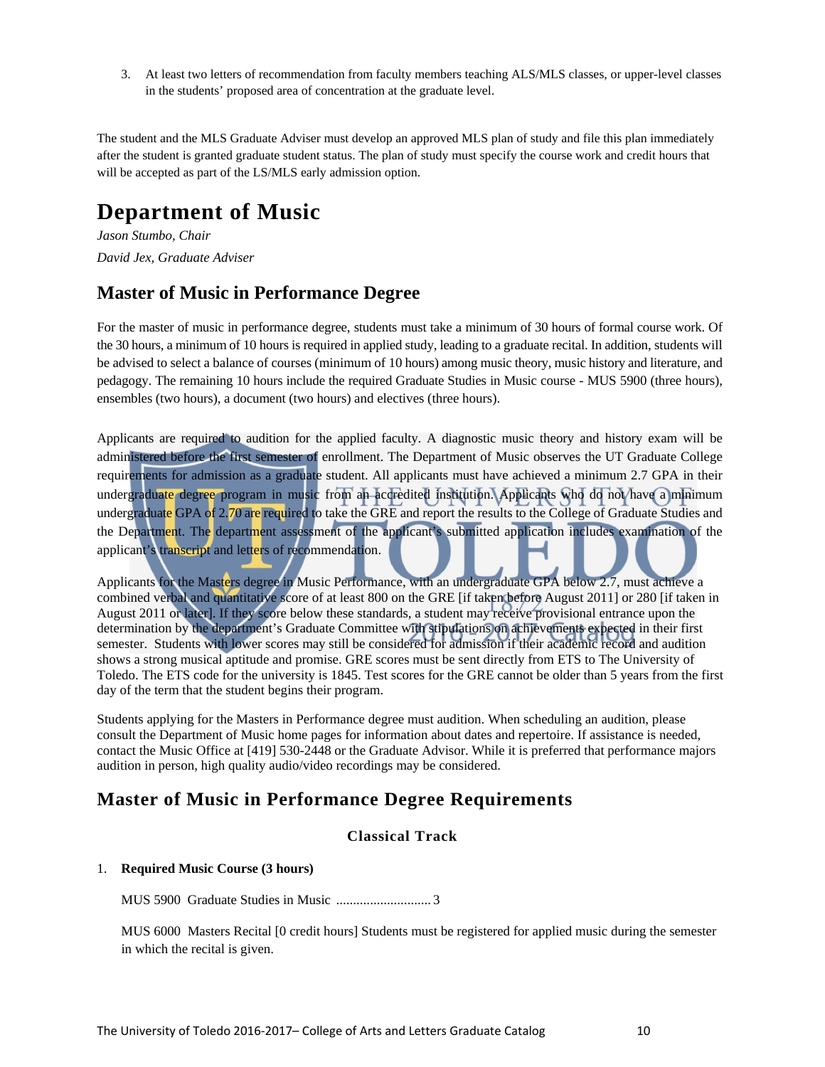3. At least two letters of recommendation from faculty members teaching ALS/MLS classes, or upper-level classes in the students' proposed area of concentration at the graduate level.

The student and the MLS Graduate Adviser must develop an approved MLS plan of study and file this plan immediately after the student is granted graduate student status. The plan of study must specify the course work and credit hours that will be accepted as part of the LS/MLS early admission option.

# Department of Music

*Jason Stumbo, Chair*

*David Jex, Graduate Adviser*

## Master of Music in Performance Degree

For the master of music in performance degree, students must take a minimum of 30 hours of formal course work. Of the 30 hours, a minimum of 10 hours is required in applied study, leading to a graduate recital. In addition, students will be advised to select a balance of courses (minimum of 10 hours) among music theory, music history and literature, and pedagogy. The remaining 10 hours include the required Graduate Studies in Music course - MUS 5900 (three hours), ensembles (two hours), a document (two hours) and electives (three hours).

Applicants are required to audition for the applied faculty. A diagnostic music theory and history exam will be administered before the first semester of enrollment. The Department of Music observes the UT Graduate College requirements for admission as a graduate student. All applicants must have achieved a minimum 2.7 GPA in their undergraduate degree program in music from an accredited institution. Applicants who do not have a minimum undergraduate GPA of 2.70 are required to take the GRE and report the results to the College of Graduate Studies and the Department. The department assessment of the applicant's submitted application includes examination of the applicant's transcript and letters of recommendation.

Applicants for the Masters degree in Music Performance, with an undergraduate GPA below 2.7, must achieve a combined verbal and quantitative score of at least 800 on the GRE [if taken before August 2011] or 280 [if taken in August 2011 or later]. If they score below these standards, a student may receive provisional entrance upon the determination by the department's Graduate Committee with stipulations on achievements expected in their first semester. Students with lower scores may still be considered for admission if their academic record and audition shows a strong musical aptitude and promise. GRE scores must be sent directly from ETS to The University of Toledo. The ETS code for the university is 1845. Test scores for the GRE cannot be older than 5 years from the first day of the term that the student begins their program.

Students applying for the Masters in Performance degree must audition. When scheduling an audition, please consult the Department of Music home pages for information about dates and repertoire. If assistance is needed, contact the Music Office at [419] 530-2448 or the Graduate Advisor. While it is preferred that performance majors audition in person, high quality audio/video recordings may be considered.

## Master of Music in Performance Degree Requirements

### Classical Track

1. **Required Music Course (3 hours)**

   MUS 5900 Graduate Studies in Music ............................ 3

   MUS 6000 Masters Recital [0 credit hours] Students must be registered for applied music during the semester in which the recital is given.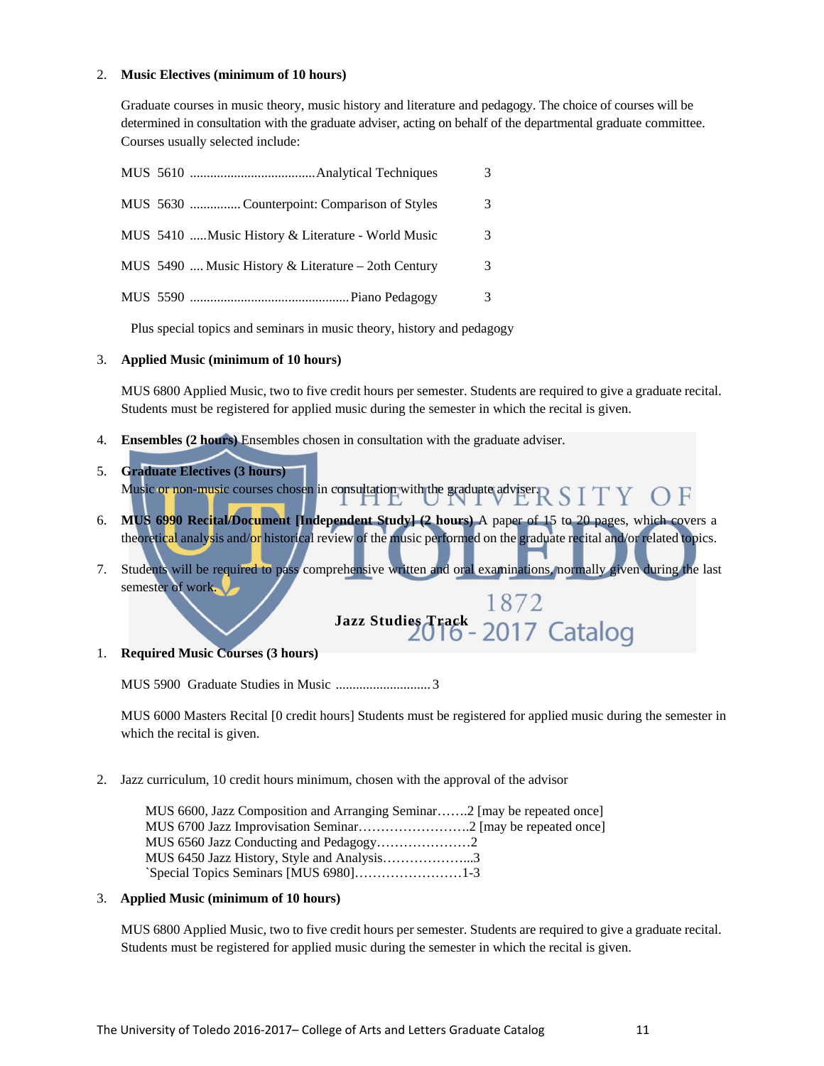2. **Music Electives (minimum of 10 hours)**

   Graduate courses in music theory, music history and literature and pedagogy. The choice of courses will be determined in consultation with the graduate adviser, acting on behalf of the departmental graduate committee. Courses usually selected include:

   | | | |
   |---|---|---|
   | MUS 5610 | Analytical Techniques | 3 |
   | MUS 5630 | Counterpoint: Comparison of Styles | 3 |
   | MUS 5410 | Music History & Literature - World Music | 3 |
   | MUS 5490 | Music History & Literature – 2oth Century | 3 |
   | MUS 5590 | Piano Pedagogy | 3 |

   Plus special topics and seminars in music theory, history and pedagogy

3. **Applied Music (minimum of 10 hours)**

   MUS 6800 Applied Music, two to five credit hours per semester. Students are required to give a graduate recital. Students must be registered for applied music during the semester in which the recital is given.

4. **Ensembles (2 hours)** Ensembles chosen in consultation with the graduate adviser.

5. **Graduate Electives (3 hours)**
   Music or non-music courses chosen in consultation with the graduate adviser.

6. **MUS 6990 Recital/Document [Independent Study] (2 hours)** A paper of 15 to 20 pages, which covers a theoretical analysis and/or historical review of the music performed on the graduate recital and/or related topics.

7. Students will be required to pass comprehensive written and oral examinations, normally given during the last semester of work.

## Jazz Studies Track

1. **Required Music Courses (3 hours)**

   MUS 5900 Graduate Studies in Music ............................ 3

   MUS 6000 Masters Recital [0 credit hours] Students must be registered for applied music during the semester in which the recital is given.

2. Jazz curriculum, 10 credit hours minimum, chosen with the approval of the advisor

   MUS 6600, Jazz Composition and Arranging Seminar…….2 [may be repeated once]
   MUS 6700 Jazz Improvisation Seminar……………………..2 [may be repeated once]
   MUS 6560 Jazz Conducting and Pedagogy…………………2
   MUS 6450 Jazz History, Style and Analysis………………...3
   `Special Topics Seminars [MUS 6980]……………………1-3

3. **Applied Music (minimum of 10 hours)**

   MUS 6800 Applied Music, two to five credit hours per semester. Students are required to give a graduate recital. Students must be registered for applied music during the semester in which the recital is given.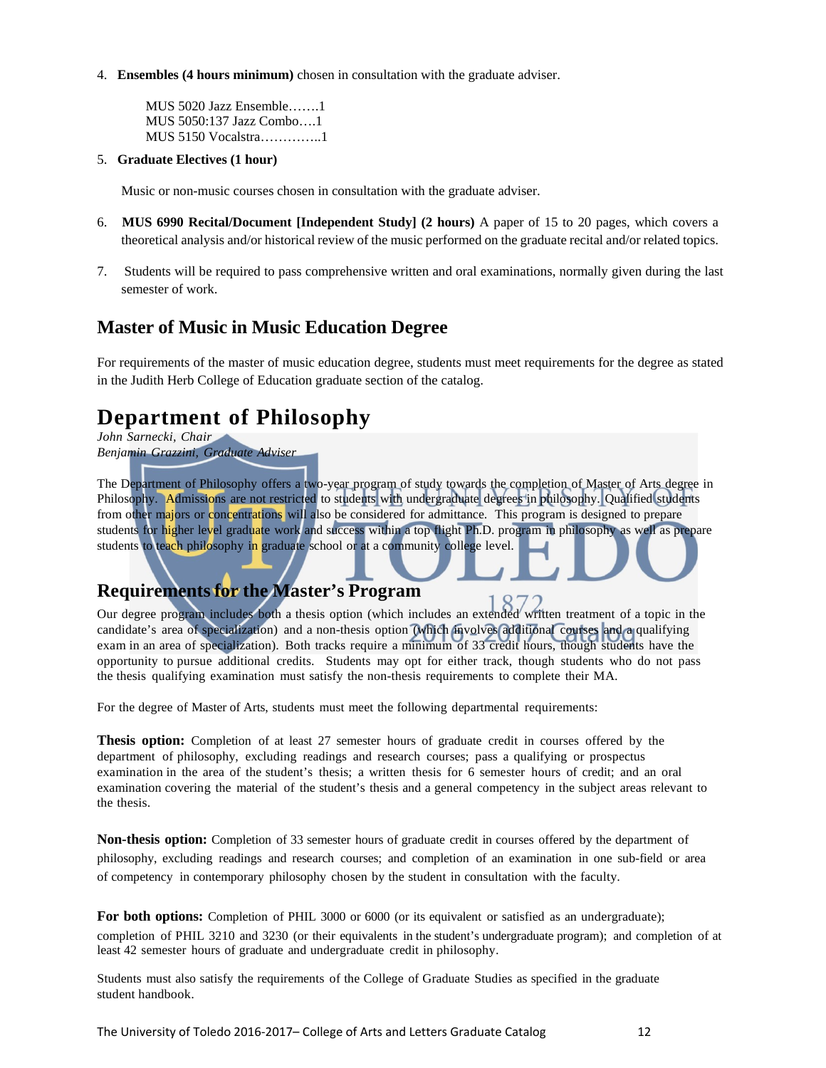4. **Ensembles (4 hours minimum)** chosen in consultation with the graduate adviser.

   MUS 5020 Jazz Ensemble…….1
   MUS 5050:137 Jazz Combo….1
   MUS 5150 Vocalstra…………..1

5. **Graduate Electives (1 hour)**

   Music or non-music courses chosen in consultation with the graduate adviser.

6. **MUS 6990 Recital/Document [Independent Study] (2 hours)** A paper of 15 to 20 pages, which covers a theoretical analysis and/or historical review of the music performed on the graduate recital and/or related topics.

7. Students will be required to pass comprehensive written and oral examinations, normally given during the last semester of work.

## Master of Music in Music Education Degree

For requirements of the master of music education degree, students must meet requirements for the degree as stated in the Judith Herb College of Education graduate section of the catalog.

# Department of Philosophy

*John Sarnecki, Chair*
*Benjamin Grazzini, Graduate Adviser*

The Department of Philosophy offers a two-year program of study towards the completion of Master of Arts degree in Philosophy. Admissions are not restricted to students with undergraduate degrees in philosophy. Qualified students from other majors or concentrations will also be considered for admittance. This program is designed to prepare students for higher level graduate work and success within a top flight Ph.D. program in philosophy as well as prepare students to teach philosophy in graduate school or at a community college level.

## Requirements for the Master's Program

Our degree program includes both a thesis option (which includes an extended written treatment of a topic in the candidate's area of specialization) and a non-thesis option (which involves additional courses and a qualifying exam in an area of specialization). Both tracks require a minimum of 33 credit hours, though students have the opportunity to pursue additional credits. Students may opt for either track, though students who do not pass the thesis qualifying examination must satisfy the non-thesis requirements to complete their MA.

For the degree of Master of Arts, students must meet the following departmental requirements:

**Thesis option:** Completion of at least 27 semester hours of graduate credit in courses offered by the department of philosophy, excluding readings and research courses; pass a qualifying or prospectus examination in the area of the student's thesis; a written thesis for 6 semester hours of credit; and an oral examination covering the material of the student's thesis and a general competency in the subject areas relevant to the thesis.

**Non-thesis option:** Completion of 33 semester hours of graduate credit in courses offered by the department of philosophy, excluding readings and research courses; and completion of an examination in one sub-field or area of competency in contemporary philosophy chosen by the student in consultation with the faculty.

**For both options:** Completion of PHIL 3000 or 6000 (or its equivalent or satisfied as an undergraduate); completion of PHIL 3210 and 3230 (or their equivalents in the student's undergraduate program); and completion of at least 42 semester hours of graduate and undergraduate credit in philosophy.

Students must also satisfy the requirements of the College of Graduate Studies as specified in the graduate student handbook.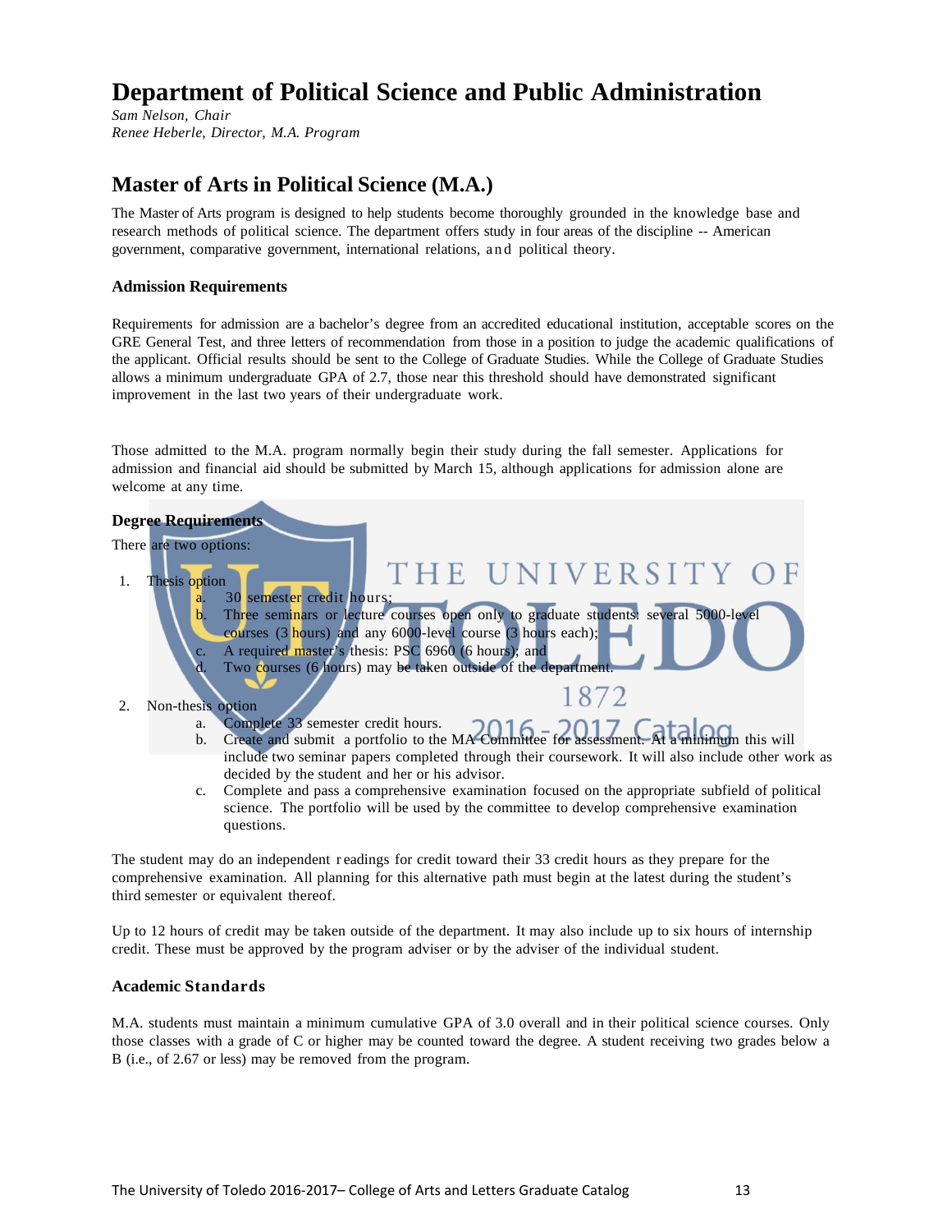# Department of Political Science and Public Administration

*Sam Nelson, Chair*
*Renee Heberle, Director, M.A. Program*

## Master of Arts in Political Science (M.A.)

The Master of Arts program is designed to help students become thoroughly grounded in the knowledge base and research methods of political science. The department offers study in four areas of the discipline -- American government, comparative government, international relations, and political theory.

### Admission Requirements

Requirements for admission are a bachelor's degree from an accredited educational institution, acceptable scores on the GRE General Test, and three letters of recommendation from those in a position to judge the academic qualifications of the applicant. Official results should be sent to the College of Graduate Studies. While the College of Graduate Studies allows a minimum undergraduate GPA of 2.7, those near this threshold should have demonstrated significant improvement in the last two years of their undergraduate work.

Those admitted to the M.A. program normally begin their study during the fall semester. Applications for admission and financial aid should be submitted by March 15, although applications for admission alone are welcome at any time.

### Degree Requirements

There are two options:

1. Thesis option
   a. 30 semester credit hours;
   b. Three seminars or lecture courses open only to graduate students: several 5000-level courses (3 hours) and any 6000-level course (3 hours each);
   c. A required master's thesis: PSC 6960 (6 hours); and
   d. Two courses (6 hours) may be taken outside of the department.

2. Non-thesis option
   a. Complete 33 semester credit hours.
   b. Create and submit a portfolio to the MA Committee for assessment. At a minimum this will include two seminar papers completed through their coursework. It will also include other work as decided by the student and her or his advisor.
   c. Complete and pass a comprehensive examination focused on the appropriate subfield of political science. The portfolio will be used by the committee to develop comprehensive examination questions.

The student may do an independent readings for credit toward their 33 credit hours as they prepare for the comprehensive examination. All planning for this alternative path must begin at the latest during the student's third semester or equivalent thereof.

Up to 12 hours of credit may be taken outside of the department. It may also include up to six hours of internship credit. These must be approved by the program adviser or by the adviser of the individual student.

### Academic Standards

M.A. students must maintain a minimum cumulative GPA of 3.0 overall and in their political science courses. Only those classes with a grade of C or higher may be counted toward the degree. A student receiving two grades below a B (i.e., of 2.67 or less) may be removed from the program.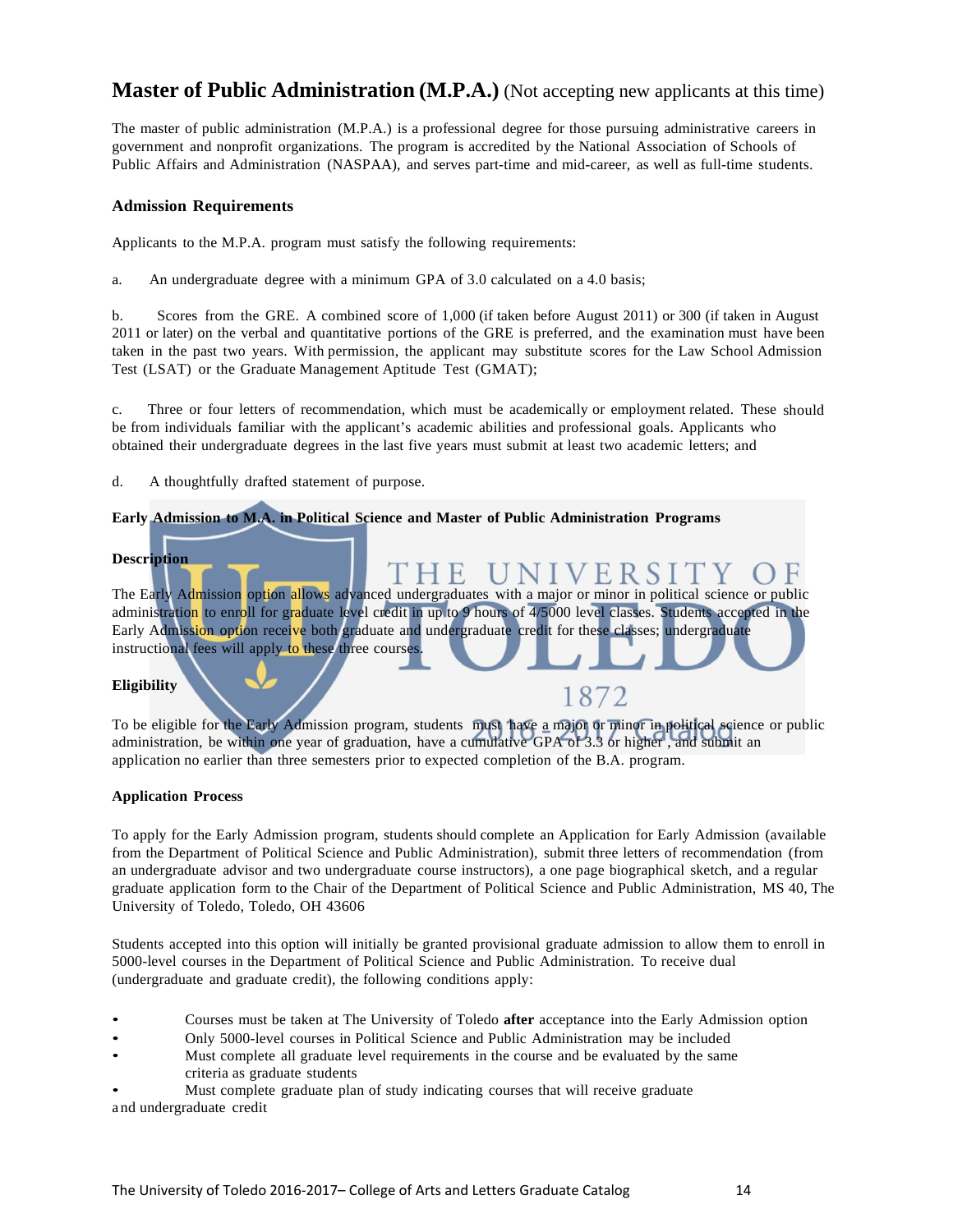## **Master of Public Administration (M.P.A.)** (Not accepting new applicants at this time)

The master of public administration (M.P.A.) is a professional degree for those pursuing administrative careers in government and nonprofit organizations. The program is accredited by the National Association of Schools of Public Affairs and Administration (NASPAA), and serves part-time and mid-career, as well as full-time students.

### Admission Requirements

Applicants to the M.P.A. program must satisfy the following requirements:

a. An undergraduate degree with a minimum GPA of 3.0 calculated on a 4.0 basis;

b. Scores from the GRE. A combined score of 1,000 (if taken before August 2011) or 300 (if taken in August 2011 or later) on the verbal and quantitative portions of the GRE is preferred, and the examination must have been taken in the past two years. With permission, the applicant may substitute scores for the Law School Admission Test (LSAT) or the Graduate Management Aptitude Test (GMAT);

c. Three or four letters of recommendation, which must be academically or employment related. These should be from individuals familiar with the applicant's academic abilities and professional goals. Applicants who obtained their undergraduate degrees in the last five years must submit at least two academic letters; and

d. A thoughtfully drafted statement of purpose.

**Early Admission to M.A. in Political Science and Master of Public Administration Programs**

**Description**

The Early Admission option allows advanced undergraduates with a major or minor in political science or public administration to enroll for graduate level credit in up to 9 hours of 4/5000 level classes. Students accepted in the Early Admission option receive both graduate and undergraduate credit for these classes; undergraduate instructional fees will apply to these three courses.

**Eligibility**

To be eligible for the Early Admission program, students must have a major or minor in political science or public administration, be within one year of graduation, have a cumulative GPA of 3.3 or higher , and submit an application no earlier than three semesters prior to expected completion of the B.A. program.

**Application Process**

To apply for the Early Admission program, students should complete an Application for Early Admission (available from the Department of Political Science and Public Administration), submit three letters of recommendation (from an undergraduate advisor and two undergraduate course instructors), a one page biographical sketch, and a regular graduate application form to the Chair of the Department of Political Science and Public Administration, MS 40, The University of Toledo, Toledo, OH 43606

Students accepted into this option will initially be granted provisional graduate admission to allow them to enroll in 5000-level courses in the Department of Political Science and Public Administration. To receive dual (undergraduate and graduate credit), the following conditions apply:

- Courses must be taken at The University of Toledo **after** acceptance into the Early Admission option
- Only 5000-level courses in Political Science and Public Administration may be included
- Must complete all graduate level requirements in the course and be evaluated by the same criteria as graduate students
- Must complete graduate plan of study indicating courses that will receive graduate and undergraduate credit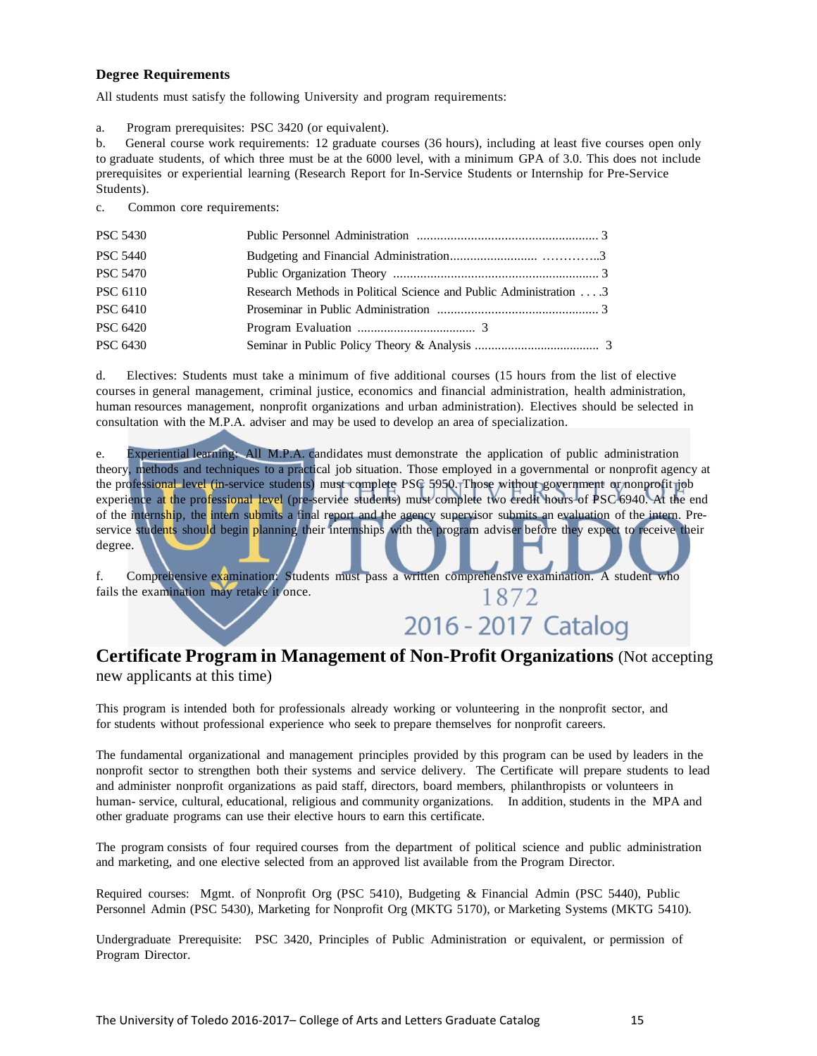### Degree Requirements

All students must satisfy the following University and program requirements:

a. Program prerequisites: PSC 3420 (or equivalent).

b. General course work requirements: 12 graduate courses (36 hours), including at least five courses open only to graduate students, of which three must be at the 6000 level, with a minimum GPA of 3.0. This does not include prerequisites or experiential learning (Research Report for In-Service Students or Internship for Pre-Service Students).

c. Common core requirements:

| | | |
|---|---|---|
| PSC 5430 | Public Personnel Administration | 3 |
| PSC 5440 | Budgeting and Financial Administration | 3 |
| PSC 5470 | Public Organization Theory | 3 |
| PSC 6110 | Research Methods in Political Science and Public Administration | 3 |
| PSC 6410 | Proseminar in Public Administration | 3 |
| PSC 6420 | Program Evaluation | 3 |
| PSC 6430 | Seminar in Public Policy Theory & Analysis | 3 |

d. Electives: Students must take a minimum of five additional courses (15 hours from the list of elective courses in general management, criminal justice, economics and financial administration, health administration, human resources management, nonprofit organizations and urban administration). Electives should be selected in consultation with the M.P.A. adviser and may be used to develop an area of specialization.

e. Experiential learning: All M.P.A. candidates must demonstrate the application of public administration theory, methods and techniques to a practical job situation. Those employed in a governmental or nonprofit agency at the professional level (in-service students) must complete PSC 5950. Those without government or nonprofit job experience at the professional level (pre-service students) must complete two credit hours of PSC 6940. At the end of the internship, the intern submits a final report and the agency supervisor submits an evaluation of the intern. Pre-service students should begin planning their internships with the program adviser before they expect to receive their degree.

f. Comprehensive examination: Students must pass a written comprehensive examination. A student who fails the examination may retake it once.

## Certificate Program in Management of Non-Profit Organizations (Not accepting new applicants at this time)

This program is intended both for professionals already working or volunteering in the nonprofit sector, and for students without professional experience who seek to prepare themselves for nonprofit careers.

The fundamental organizational and management principles provided by this program can be used by leaders in the nonprofit sector to strengthen both their systems and service delivery. The Certificate will prepare students to lead and administer nonprofit organizations as paid staff, directors, board members, philanthropists or volunteers in human- service, cultural, educational, religious and community organizations. In addition, students in the MPA and other graduate programs can use their elective hours to earn this certificate.

The program consists of four required courses from the department of political science and public administration and marketing, and one elective selected from an approved list available from the Program Director.

Required courses: Mgmt. of Nonprofit Org (PSC 5410), Budgeting & Financial Admin (PSC 5440), Public Personnel Admin (PSC 5430), Marketing for Nonprofit Org (MKTG 5170), or Marketing Systems (MKTG 5410).

Undergraduate Prerequisite: PSC 3420, Principles of Public Administration or equivalent, or permission of Program Director.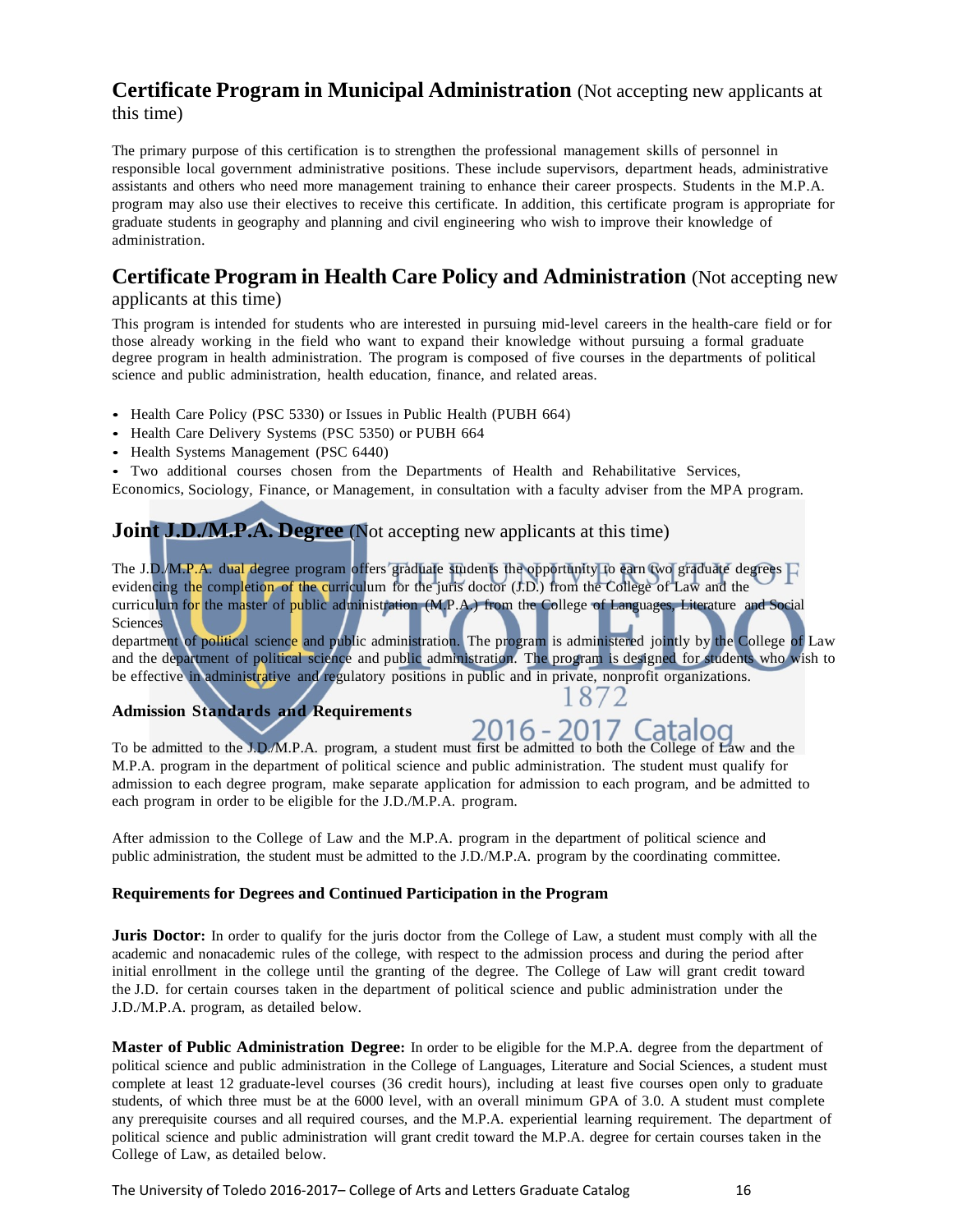## Certificate Program in Municipal Administration (Not accepting new applicants at this time)

The primary purpose of this certification is to strengthen the professional management skills of personnel in responsible local government administrative positions. These include supervisors, department heads, administrative assistants and others who need more management training to enhance their career prospects. Students in the M.P.A. program may also use their electives to receive this certificate. In addition, this certificate program is appropriate for graduate students in geography and planning and civil engineering who wish to improve their knowledge of administration.

## Certificate Program in Health Care Policy and Administration (Not accepting new applicants at this time)

This program is intended for students who are interested in pursuing mid-level careers in the health-care field or for those already working in the field who want to expand their knowledge without pursuing a formal graduate degree program in health administration. The program is composed of five courses in the departments of political science and public administration, health education, finance, and related areas.

- Health Care Policy (PSC 5330) or Issues in Public Health (PUBH 664)
- Health Care Delivery Systems (PSC 5350) or PUBH 664
- Health Systems Management (PSC 6440)
- Two additional courses chosen from the Departments of Health and Rehabilitative Services, Economics, Sociology, Finance, or Management, in consultation with a faculty adviser from the MPA program.

## Joint J.D./M.P.A. Degree (Not accepting new applicants at this time)

The J.D./M.P.A. dual degree program offers graduate students the opportunity to earn two graduate degrees evidencing the completion of the curriculum for the juris doctor (J.D.) from the College of Law and the curriculum for the master of public administration (M.P.A.) from the College of Languages, Literature and Social Sciences department of political science and public administration. The program is administered jointly by the College of Law and the department of political science and public administration. The program is designed for students who wish to be effective in administrative and regulatory positions in public and in private, nonprofit organizations.

### Admission Standards and Requirements

To be admitted to the J.D./M.P.A. program, a student must first be admitted to both the College of Law and the M.P.A. program in the department of political science and public administration. The student must qualify for admission to each degree program, make separate application for admission to each program, and be admitted to each program in order to be eligible for the J.D./M.P.A. program.

After admission to the College of Law and the M.P.A. program in the department of political science and public administration, the student must be admitted to the J.D./M.P.A. program by the coordinating committee.

### Requirements for Degrees and Continued Participation in the Program

**Juris Doctor:** In order to qualify for the juris doctor from the College of Law, a student must comply with all the academic and nonacademic rules of the college, with respect to the admission process and during the period after initial enrollment in the college until the granting of the degree. The College of Law will grant credit toward the J.D. for certain courses taken in the department of political science and public administration under the J.D./M.P.A. program, as detailed below.

**Master of Public Administration Degree:** In order to be eligible for the M.P.A. degree from the department of political science and public administration in the College of Languages, Literature and Social Sciences, a student must complete at least 12 graduate-level courses (36 credit hours), including at least five courses open only to graduate students, of which three must be at the 6000 level, with an overall minimum GPA of 3.0. A student must complete any prerequisite courses and all required courses, and the M.P.A. experiential learning requirement. The department of political science and public administration will grant credit toward the M.P.A. degree for certain courses taken in the College of Law, as detailed below.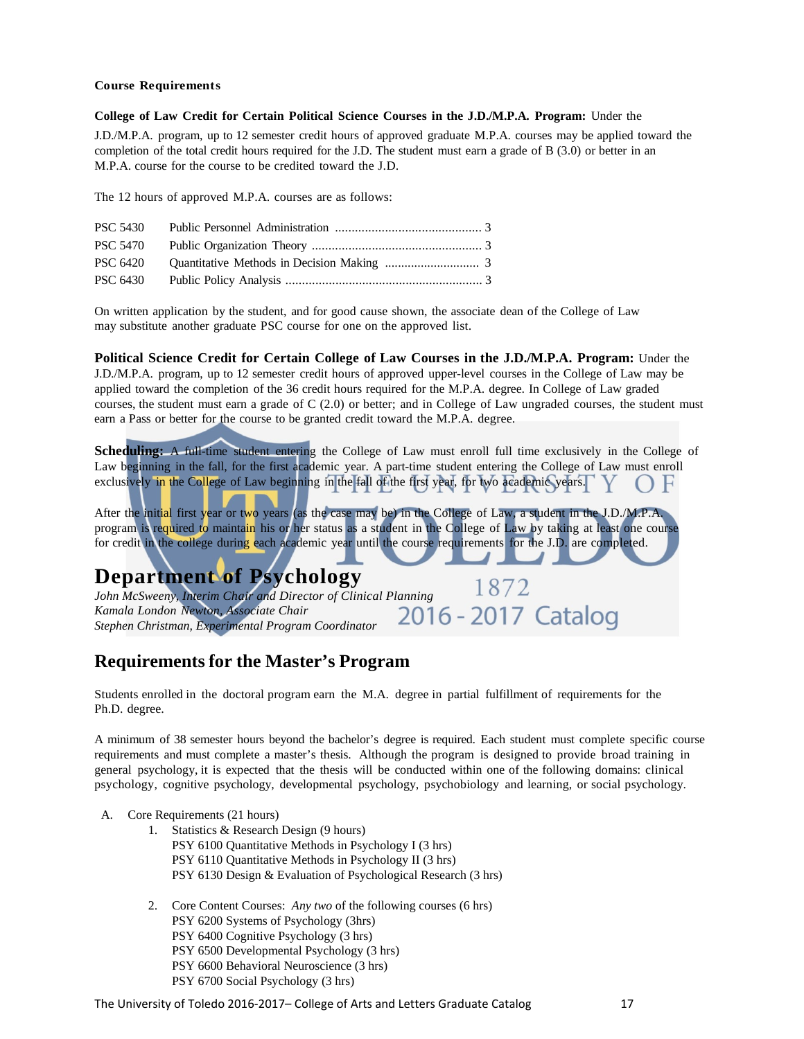**Course Requirements**

**College of Law Credit for Certain Political Science Courses in the J.D./M.P.A. Program:** Under the J.D./M.P.A. program, up to 12 semester credit hours of approved graduate M.P.A. courses may be applied toward the completion of the total credit hours required for the J.D. The student must earn a grade of B (3.0) or better in an M.P.A. course for the course to be credited toward the J.D.

The 12 hours of approved M.P.A. courses are as follows:

| | | |
|---|---|---|
| PSC 5430 | Public Personnel Administration | 3 |
| PSC 5470 | Public Organization Theory | 3 |
| PSC 6420 | Quantitative Methods in Decision Making | 3 |
| PSC 6430 | Public Policy Analysis | 3 |

On written application by the student, and for good cause shown, the associate dean of the College of Law may substitute another graduate PSC course for one on the approved list.

**Political Science Credit for Certain College of Law Courses in the J.D./M.P.A. Program:** Under the J.D./M.P.A. program, up to 12 semester credit hours of approved upper-level courses in the College of Law may be applied toward the completion of the 36 credit hours required for the M.P.A. degree. In College of Law graded courses, the student must earn a grade of C (2.0) or better; and in College of Law ungraded courses, the student must earn a Pass or better for the course to be granted credit toward the M.P.A. degree.

**Scheduling:** A full-time student entering the College of Law must enroll full time exclusively in the College of Law beginning in the fall, for the first academic year. A part-time student entering the College of Law must enroll exclusively in the College of Law beginning in the fall of the first year, for two academic years.

After the initial first year or two years (as the case may be) in the College of Law, a student in the J.D./M.P.A. program is required to maintain his or her status as a student in the College of Law by taking at least one course for credit in the college during each academic year until the course requirements for the J.D. are completed.

# Department of Psychology

*John McSweeny, Interim Chair and Director of Clinical Planning*
*Kamala London Newton, Associate Chair*
*Stephen Christman, Experimental Program Coordinator*

## Requirements for the Master's Program

Students enrolled in the doctoral program earn the M.A. degree in partial fulfillment of requirements for the Ph.D. degree.

A minimum of 38 semester hours beyond the bachelor's degree is required. Each student must complete specific course requirements and must complete a master's thesis. Although the program is designed to provide broad training in general psychology, it is expected that the thesis will be conducted within one of the following domains: clinical psychology, cognitive psychology, developmental psychology, psychobiology and learning, or social psychology.

A. Core Requirements (21 hours)
   1. Statistics & Research Design (9 hours)
      PSY 6100 Quantitative Methods in Psychology I (3 hrs)
      PSY 6110 Quantitative Methods in Psychology II (3 hrs)
      PSY 6130 Design & Evaluation of Psychological Research (3 hrs)

   2. Core Content Courses: *Any two* of the following courses (6 hrs)
      PSY 6200 Systems of Psychology (3hrs)
      PSY 6400 Cognitive Psychology (3 hrs)
      PSY 6500 Developmental Psychology (3 hrs)
      PSY 6600 Behavioral Neuroscience (3 hrs)
      PSY 6700 Social Psychology (3 hrs)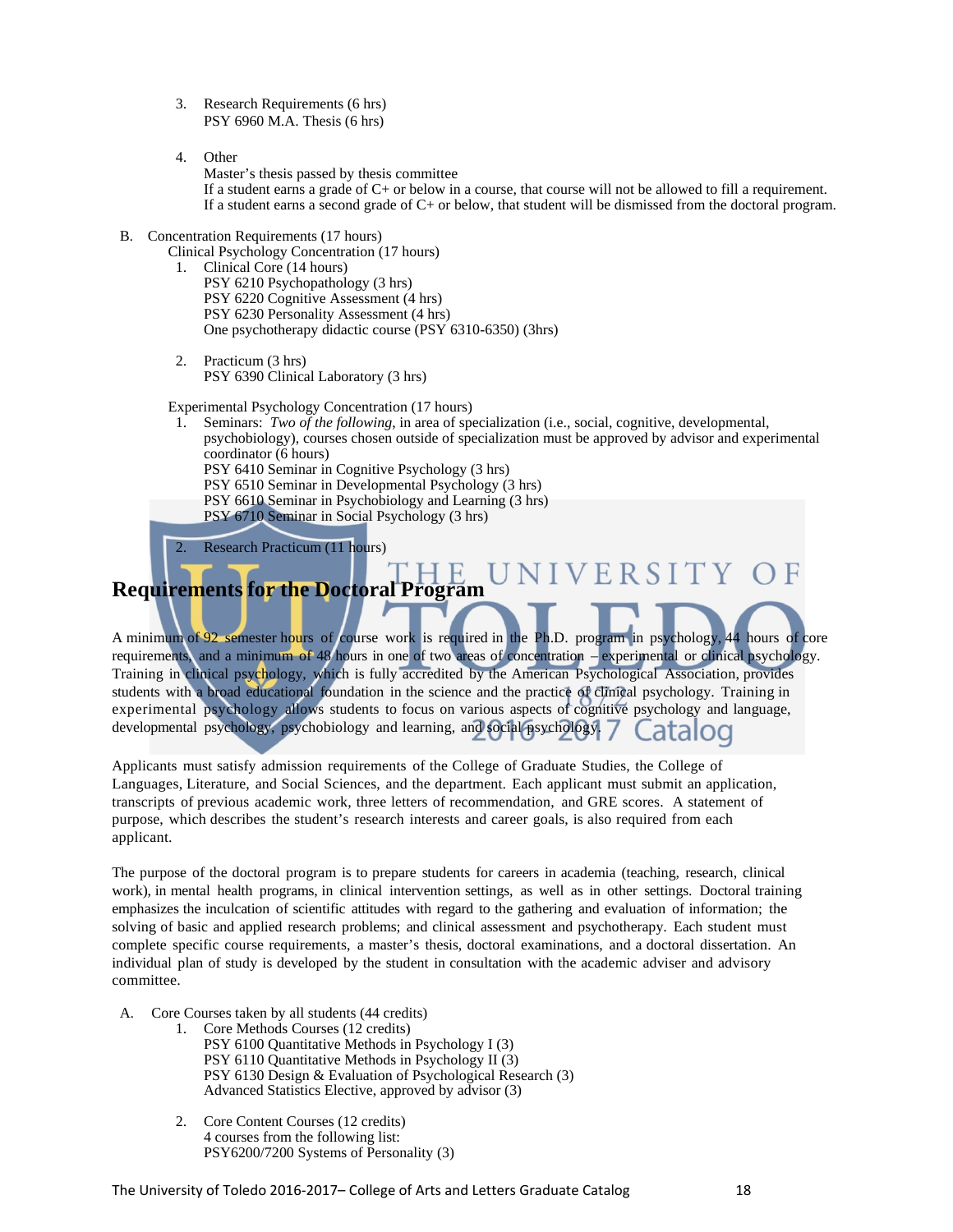3. Research Requirements (6 hrs)
   PSY 6960 M.A. Thesis (6 hrs)

4. Other
   Master's thesis passed by thesis committee
   If a student earns a grade of C+ or below in a course, that course will not be allowed to fill a requirement.
   If a student earns a second grade of C+ or below, that student will be dismissed from the doctoral program.

B. Concentration Requirements (17 hours)
   Clinical Psychology Concentration (17 hours)
   1. Clinical Core (14 hours)
      PSY 6210 Psychopathology (3 hrs)
      PSY 6220 Cognitive Assessment (4 hrs)
      PSY 6230 Personality Assessment (4 hrs)
      One psychotherapy didactic course (PSY 6310-6350) (3hrs)

   2. Practicum (3 hrs)
      PSY 6390 Clinical Laboratory (3 hrs)

   Experimental Psychology Concentration (17 hours)
   1. Seminars: *Two of the following*, in area of specialization (i.e., social, cognitive, developmental, psychobiology), courses chosen outside of specialization must be approved by advisor and experimental coordinator (6 hours)
      PSY 6410 Seminar in Cognitive Psychology (3 hrs)
      PSY 6510 Seminar in Developmental Psychology (3 hrs)
      PSY 6610 Seminar in Psychobiology and Learning (3 hrs)
      PSY 6710 Seminar in Social Psychology (3 hrs)

   2. Research Practicum (11 hours)

## Requirements for the Doctoral Program

A minimum of 92 semester hours of course work is required in the Ph.D. program in psychology, 44 hours of core requirements, and a minimum of 48 hours in one of two areas of concentration – experimental or clinical psychology. Training in clinical psychology, which is fully accredited by the American Psychological Association, provides students with a broad educational foundation in the science and the practice of clinical psychology. Training in experimental psychology allows students to focus on various aspects of cognitive psychology and language, developmental psychology, psychobiology and learning, and social psychology.

Applicants must satisfy admission requirements of the College of Graduate Studies, the College of Languages, Literature, and Social Sciences, and the department. Each applicant must submit an application, transcripts of previous academic work, three letters of recommendation, and GRE scores. A statement of purpose, which describes the student's research interests and career goals, is also required from each applicant.

The purpose of the doctoral program is to prepare students for careers in academia (teaching, research, clinical work), in mental health programs, in clinical intervention settings, as well as in other settings. Doctoral training emphasizes the inculcation of scientific attitudes with regard to the gathering and evaluation of information; the solving of basic and applied research problems; and clinical assessment and psychotherapy. Each student must complete specific course requirements, a master's thesis, doctoral examinations, and a doctoral dissertation. An individual plan of study is developed by the student in consultation with the academic adviser and advisory committee.

A. Core Courses taken by all students (44 credits)
   1. Core Methods Courses (12 credits)
      PSY 6100 Quantitative Methods in Psychology I (3)
      PSY 6110 Quantitative Methods in Psychology II (3)
      PSY 6130 Design & Evaluation of Psychological Research (3)
      Advanced Statistics Elective, approved by advisor (3)

   2. Core Content Courses (12 credits)
      4 courses from the following list:
      PSY6200/7200 Systems of Personality (3)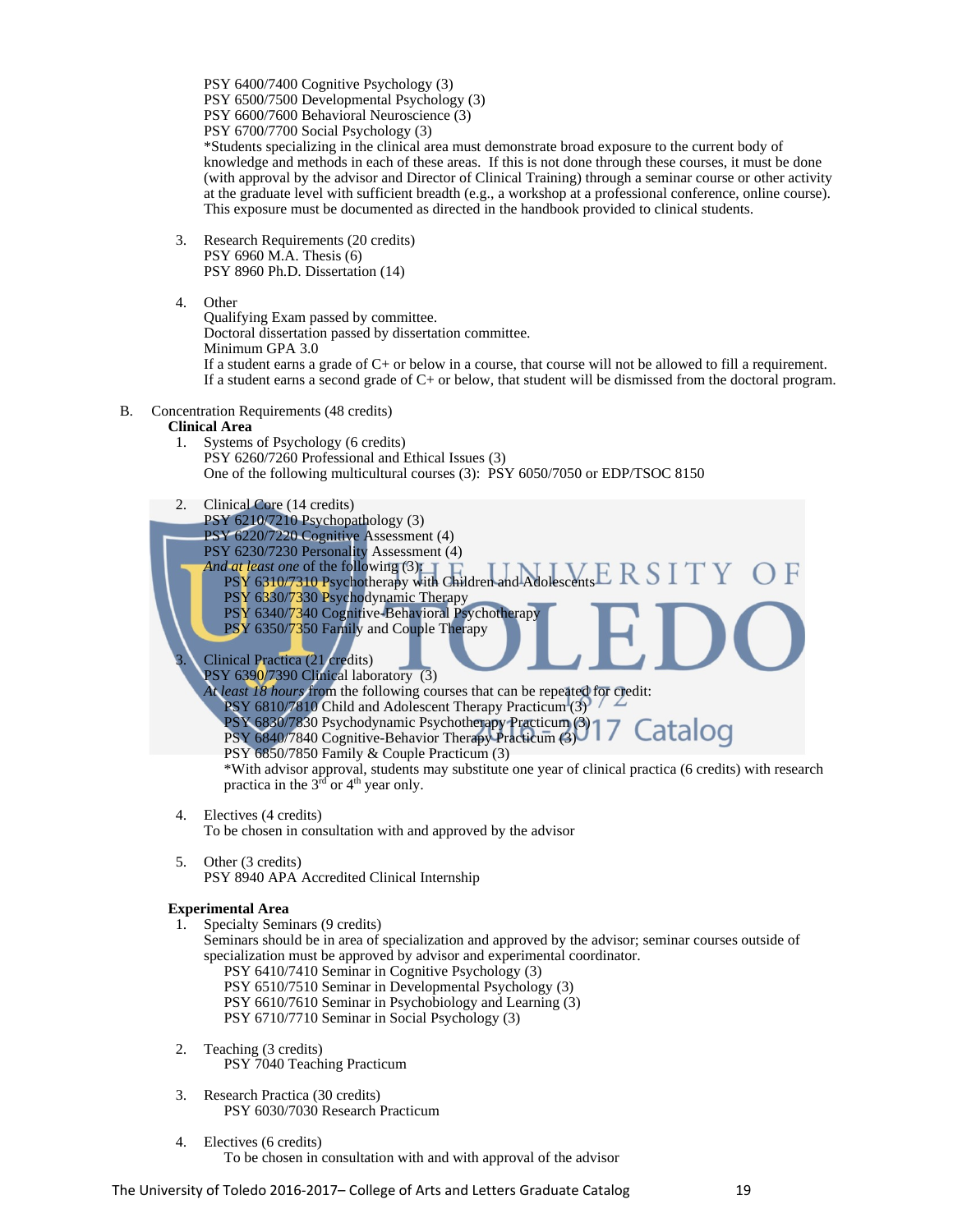PSY 6400/7400 Cognitive Psychology (3)
PSY 6500/7500 Developmental Psychology (3)
PSY 6600/7600 Behavioral Neuroscience (3)
PSY 6700/7700 Social Psychology (3)
*Students specializing in the clinical area must demonstrate broad exposure to the current body of knowledge and methods in each of these areas. If this is not done through these courses, it must be done (with approval by the advisor and Director of Clinical Training) through a seminar course or other activity at the graduate level with sufficient breadth (e.g., a workshop at a professional conference, online course). This exposure must be documented as directed in the handbook provided to clinical students.

3. Research Requirements (20 credits)
   PSY 6960 M.A. Thesis (6)
   PSY 8960 Ph.D. Dissertation (14)

4. Other
   Qualifying Exam passed by committee.
   Doctoral dissertation passed by dissertation committee.
   Minimum GPA 3.0
   If a student earns a grade of C+ or below in a course, that course will not be allowed to fill a requirement.
   If a student earns a second grade of C+ or below, that student will be dismissed from the doctoral program.

B. Concentration Requirements (48 credits)

**Clinical Area**

1. Systems of Psychology (6 credits)
   PSY 6260/7260 Professional and Ethical Issues (3)
   One of the following multicultural courses (3): PSY 6050/7050 or EDP/TSOC 8150

2. Clinical Core (14 credits)
   PSY 6210/7210 Psychopathology (3)
   PSY 6220/7220 Cognitive Assessment (4)
   PSY 6230/7230 Personality Assessment (4)
   *And at least one* of the following (3):
   - PSY 6310/7310 Psychotherapy with Children and Adolescents
   - PSY 6330/7330 Psychodynamic Therapy
   - PSY 6340/7340 Cognitive-Behavioral Psychotherapy
   - PSY 6350/7350 Family and Couple Therapy

3. Clinical Practica (21 credits)
   PSY 6390/7390 Clinical laboratory (3)
   *At least 18 hours* from the following courses that can be repeated for credit:
   - PSY 6810/7810 Child and Adolescent Therapy Practicum (3)
   - PSY 6830/7830 Psychodynamic Psychotherapy Practicum (3)
   - PSY 6840/7840 Cognitive-Behavior Therapy Practicum (3)
   - PSY 6850/7850 Family & Couple Practicum (3)

   *With advisor approval, students may substitute one year of clinical practica (6 credits) with research practica in the 3rd or 4th year only.

4. Electives (4 credits)
   To be chosen in consultation with and approved by the advisor

5. Other (3 credits)
   PSY 8940 APA Accredited Clinical Internship

**Experimental Area**

1. Specialty Seminars (9 credits)
   Seminars should be in area of specialization and approved by the advisor; seminar courses outside of specialization must be approved by advisor and experimental coordinator.
   - PSY 6410/7410 Seminar in Cognitive Psychology (3)
   - PSY 6510/7510 Seminar in Developmental Psychology (3)
   - PSY 6610/7610 Seminar in Psychobiology and Learning (3)
   - PSY 6710/7710 Seminar in Social Psychology (3)

2. Teaching (3 credits)
   - PSY 7040 Teaching Practicum

3. Research Practica (30 credits)
   - PSY 6030/7030 Research Practicum

4. Electives (6 credits)
   - To be chosen in consultation with and with approval of the advisor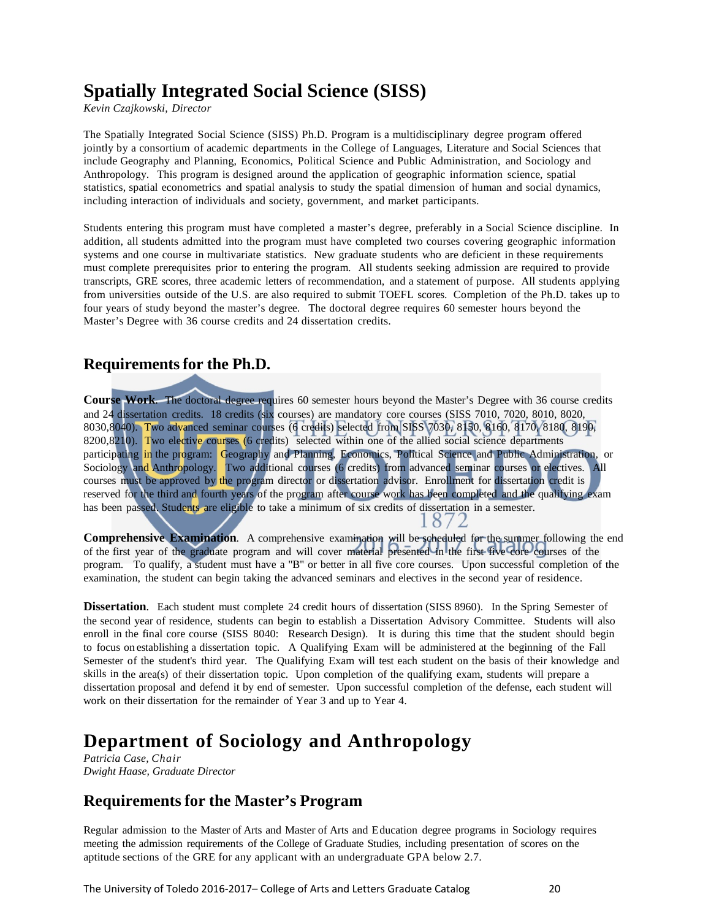# Spatially Integrated Social Science (SISS)

*Kevin Czajkowski, Director*

The Spatially Integrated Social Science (SISS) Ph.D. Program is a multidisciplinary degree program offered jointly by a consortium of academic departments in the College of Languages, Literature and Social Sciences that include Geography and Planning, Economics, Political Science and Public Administration, and Sociology and Anthropology. This program is designed around the application of geographic information science, spatial statistics, spatial econometrics and spatial analysis to study the spatial dimension of human and social dynamics, including interaction of individuals and society, government, and market participants.

Students entering this program must have completed a master's degree, preferably in a Social Science discipline. In addition, all students admitted into the program must have completed two courses covering geographic information systems and one course in multivariate statistics. New graduate students who are deficient in these requirements must complete prerequisites prior to entering the program. All students seeking admission are required to provide transcripts, GRE scores, three academic letters of recommendation, and a statement of purpose. All students applying from universities outside of the U.S. are also required to submit TOEFL scores. Completion of the Ph.D. takes up to four years of study beyond the master's degree. The doctoral degree requires 60 semester hours beyond the Master's Degree with 36 course credits and 24 dissertation credits.

## Requirements for the Ph.D.

**Course Work**. The doctoral degree requires 60 semester hours beyond the Master's Degree with 36 course credits and 24 dissertation credits. 18 credits (six courses) are mandatory core courses (SISS 7010, 7020, 8010, 8020, 8030,8040). Two advanced seminar courses (6 credits) selected from SISS 7030, 8150, 8160, 8170, 8180, 8190, 8200,8210). Two elective courses (6 credits) selected within one of the allied social science departments participating in the program: Geography and Planning, Economics, Political Science and Public Administration, or Sociology and Anthropology. Two additional courses (6 credits) from advanced seminar courses or electives. All courses must be approved by the program director or dissertation advisor. Enrollment for dissertation credit is reserved for the third and fourth years of the program after course work has been completed and the qualifying exam has been passed. Students are eligible to take a minimum of six credits of dissertation in a semester.

**Comprehensive Examination**. A comprehensive examination will be scheduled for the summer following the end of the first year of the graduate program and will cover material presented in the first five core courses of the program. To qualify, a student must have a "B" or better in all five core courses. Upon successful completion of the examination, the student can begin taking the advanced seminars and electives in the second year of residence.

**Dissertation**. Each student must complete 24 credit hours of dissertation (SISS 8960). In the Spring Semester of the second year of residence, students can begin to establish a Dissertation Advisory Committee. Students will also enroll in the final core course (SISS 8040: Research Design). It is during this time that the student should begin to focus on establishing a dissertation topic. A Qualifying Exam will be administered at the beginning of the Fall Semester of the student's third year. The Qualifying Exam will test each student on the basis of their knowledge and skills in the area(s) of their dissertation topic. Upon completion of the qualifying exam, students will prepare a dissertation proposal and defend it by end of semester. Upon successful completion of the defense, each student will work on their dissertation for the remainder of Year 3 and up to Year 4.

# Department of Sociology and Anthropology

*Patricia Case, Chair*
*Dwight Haase, Graduate Director*

## Requirements for the Master's Program

Regular admission to the Master of Arts and Master of Arts and Education degree programs in Sociology requires meeting the admission requirements of the College of Graduate Studies, including presentation of scores on the aptitude sections of the GRE for any applicant with an undergraduate GPA below 2.7.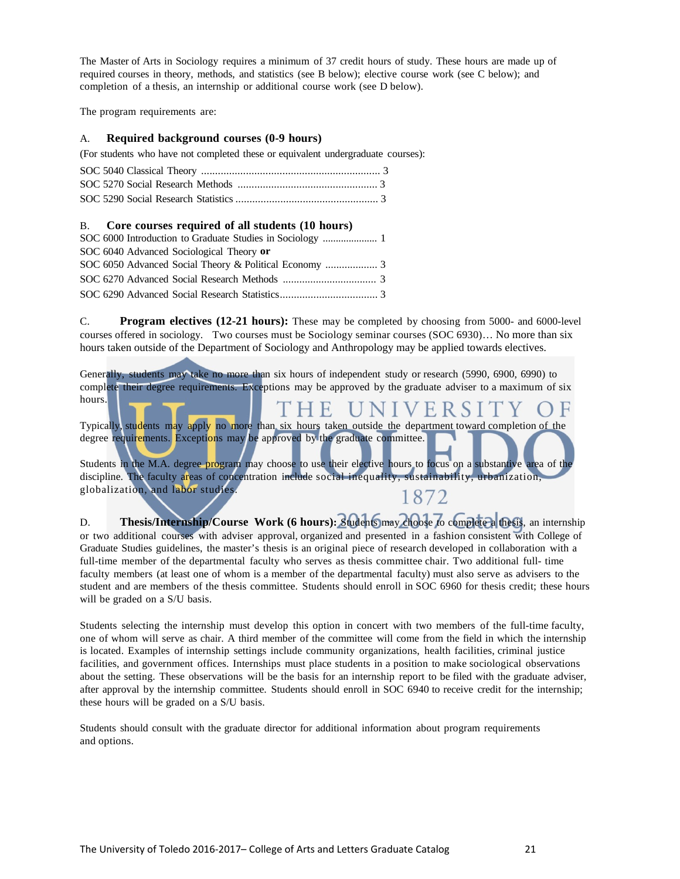The Master of Arts in Sociology requires a minimum of 37 credit hours of study. These hours are made up of required courses in theory, methods, and statistics (see B below); elective course work (see C below); and completion of a thesis, an internship or additional course work (see D below).

The program requirements are:

### A. Required background courses (0-9 hours)

(For students who have not completed these or equivalent undergraduate courses):

SOC 5040 Classical Theory ................................................................ 3
SOC 5270 Social Research Methods .................................................. 3
SOC 5290 Social Research Statistics ................................................... 3

### B. Core courses required of all students (10 hours)

SOC 6000 Introduction to Graduate Studies in Sociology .................... 1
SOC 6040 Advanced Sociological Theory **or**
SOC 6050 Advanced Social Theory & Political Economy ................... 3
SOC 6270 Advanced Social Research Methods .................................. 3
SOC 6290 Advanced Social Research Statistics................................... 3

C. **Program electives (12-21 hours):** These may be completed by choosing from 5000- and 6000-level courses offered in sociology. Two courses must be Sociology seminar courses (SOC 6930)… No more than six hours taken outside of the Department of Sociology and Anthropology may be applied towards electives.

Generally, students may take no more than six hours of independent study or research (5990, 6900, 6990) to complete their degree requirements. Exceptions may be approved by the graduate adviser to a maximum of six hours.

Typically, students may apply no more than six hours taken outside the department toward completion of the degree requirements. Exceptions may be approved by the graduate committee.

Students in the M.A. degree program may choose to use their elective hours to focus on a substantive area of the discipline. The faculty areas of concentration include social inequality, sustainability, urbanization, globalization, and labor studies.

D. **Thesis/Internship/Course Work (6 hours):** Students may choose to complete a thesis, an internship or two additional courses with adviser approval, organized and presented in a fashion consistent with College of Graduate Studies guidelines, the master's thesis is an original piece of research developed in collaboration with a full-time member of the departmental faculty who serves as thesis committee chair. Two additional full- time faculty members (at least one of whom is a member of the departmental faculty) must also serve as advisers to the student and are members of the thesis committee. Students should enroll in SOC 6960 for thesis credit; these hours will be graded on a S/U basis.

Students selecting the internship must develop this option in concert with two members of the full-time faculty, one of whom will serve as chair. A third member of the committee will come from the field in which the internship is located. Examples of internship settings include community organizations, health facilities, criminal justice facilities, and government offices. Internships must place students in a position to make sociological observations about the setting. These observations will be the basis for an internship report to be filed with the graduate adviser, after approval by the internship committee. Students should enroll in SOC 6940 to receive credit for the internship; these hours will be graded on a S/U basis.

Students should consult with the graduate director for additional information about program requirements and options.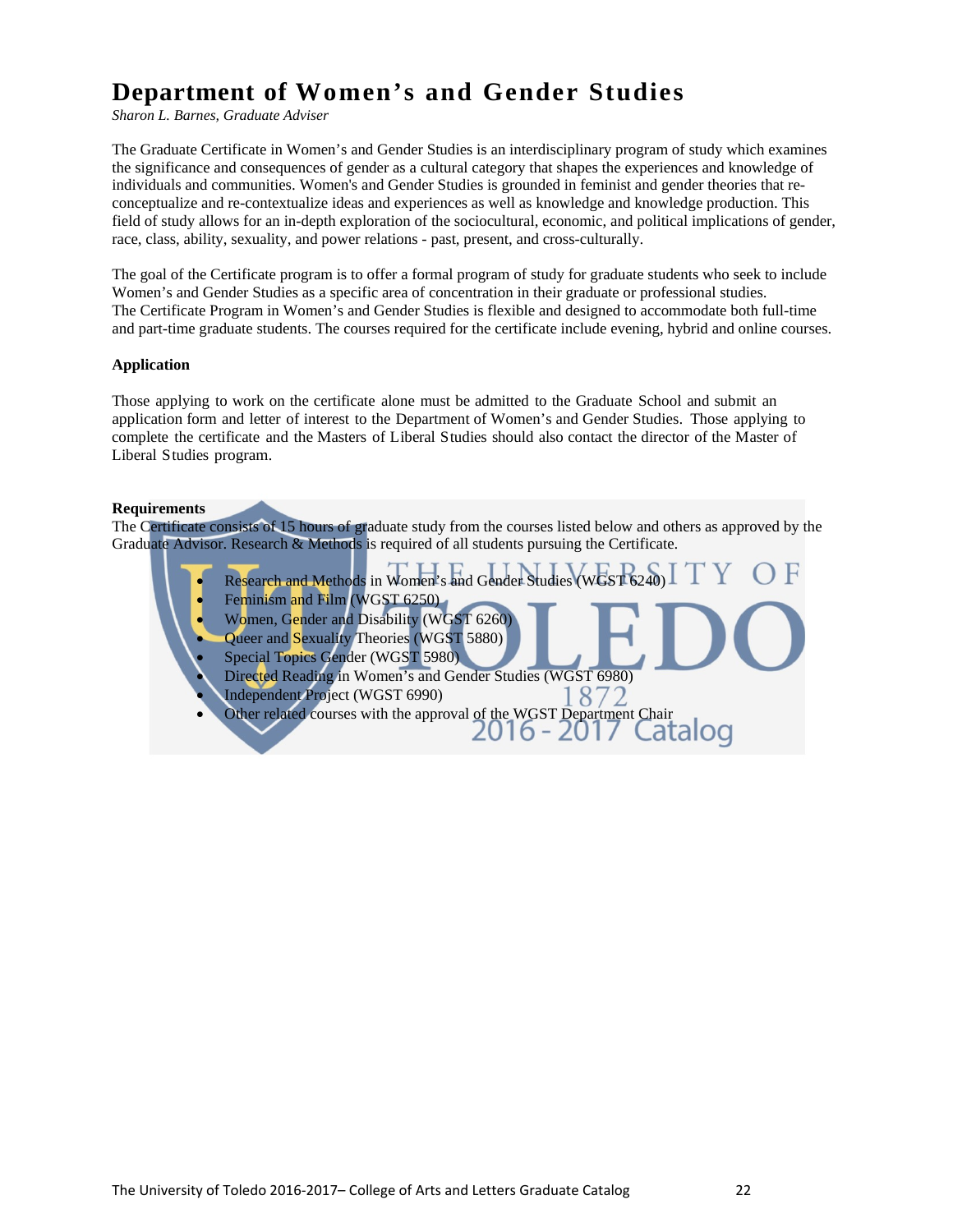# Department of Women's and Gender Studies

*Sharon L. Barnes, Graduate Adviser*

The Graduate Certificate in Women's and Gender Studies is an interdisciplinary program of study which examines the significance and consequences of gender as a cultural category that shapes the experiences and knowledge of individuals and communities. Women's and Gender Studies is grounded in feminist and gender theories that re-conceptualize and re-contextualize ideas and experiences as well as knowledge and knowledge production. This field of study allows for an in-depth exploration of the sociocultural, economic, and political implications of gender, race, class, ability, sexuality, and power relations - past, present, and cross-culturally.

The goal of the Certificate program is to offer a formal program of study for graduate students who seek to include Women's and Gender Studies as a specific area of concentration in their graduate or professional studies. The Certificate Program in Women's and Gender Studies is flexible and designed to accommodate both full-time and part-time graduate students. The courses required for the certificate include evening, hybrid and online courses.

**Application**

Those applying to work on the certificate alone must be admitted to the Graduate School and submit an application form and letter of interest to the Department of Women's and Gender Studies. Those applying to complete the certificate and the Masters of Liberal Studies should also contact the director of the Master of Liberal Studies program.

**Requirements**

The Certificate consists of 15 hours of graduate study from the courses listed below and others as approved by the Graduate Advisor. Research & Methods is required of all students pursuing the Certificate.

- Research and Methods in Women's and Gender Studies (WGST 6240)
- Feminism and Film (WGST 6250)
- Women, Gender and Disability (WGST 6260)
- Queer and Sexuality Theories (WGST 5880)
- Special Topics Gender (WGST 5980)
- Directed Reading in Women's and Gender Studies (WGST 6980)
- Independent Project (WGST 6990)
- Other related courses with the approval of the WGST Department Chair